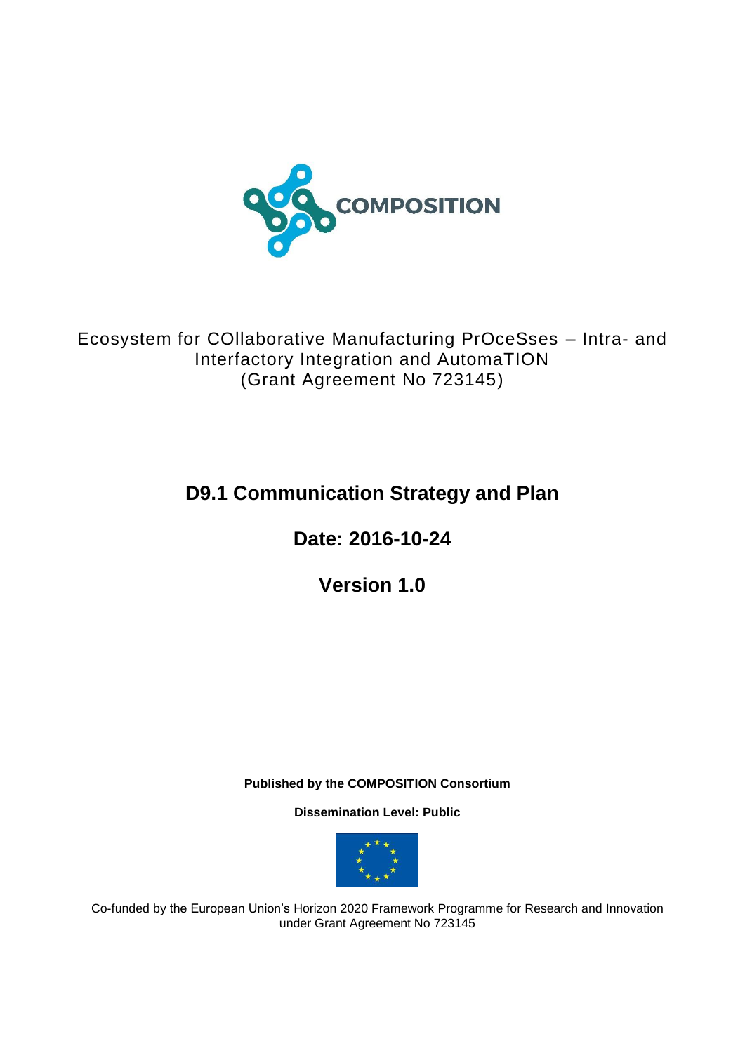COMPOSITION

Ecosystem for COllaborative Manufacturing PrOceSses – Intra- and Interfactory Integration and AutomaTION
(Grant Agreement No 723145)

# D9.1 Communication Strategy and Plan

## Date: 2016-10-24

## Version 1.0

**Published by the COMPOSITION Consortium**

**Dissemination Level: Public**

Co-funded by the European Union's Horizon 2020 Framework Programme for Research and Innovation under Grant Agreement No 723145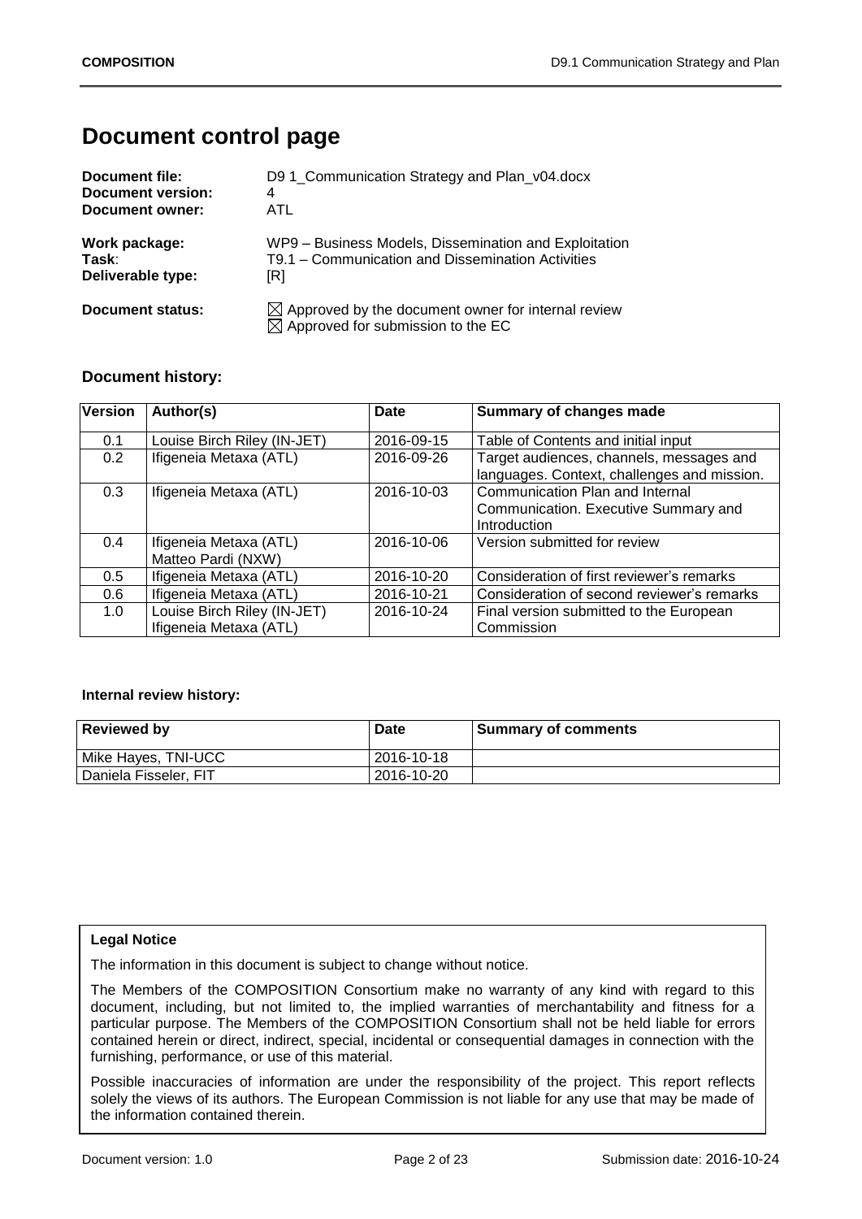# Document control page

| | |
|---|---|
| **Document file:** | D9 1_Communication Strategy and Plan_v04.docx |
| **Document version:** | 4 |
| **Document owner:** | ATL |
| **Work package:** | WP9 – Business Models, Dissemination and Exploitation |
| **Task**: | T9.1 – Communication and Dissemination Activities |
| **Deliverable type:** | [R] |
| **Document status:** | ☒ Approved by the document owner for internal review<br>☒ Approved for submission to the EC |

## Document history:

| Version | Author(s) | Date | Summary of changes made |
|---|---|---|---|
| 0.1 | Louise Birch Riley (IN-JET) | 2016-09-15 | Table of Contents and initial input |
| 0.2 | Ifigeneia Metaxa (ATL) | 2016-09-26 | Target audiences, channels, messages and languages. Context, challenges and mission. |
| 0.3 | Ifigeneia Metaxa (ATL) | 2016-10-03 | Communication Plan and Internal Communication. Executive Summary and Introduction |
| 0.4 | Ifigeneia Metaxa (ATL)<br>Matteo Pardi (NXW) | 2016-10-06 | Version submitted for review |
| 0.5 | Ifigeneia Metaxa (ATL) | 2016-10-20 | Consideration of first reviewer's remarks |
| 0.6 | Ifigeneia Metaxa (ATL) | 2016-10-21 | Consideration of second reviewer's remarks |
| 1.0 | Louise Birch Riley (IN-JET)<br>Ifigeneia Metaxa (ATL) | 2016-10-24 | Final version submitted to the European Commission |

**Internal review history:**

| Reviewed by | Date | Summary of comments |
|---|---|---|
| Mike Hayes, TNI-UCC | 2016-10-18 | |
| Daniela Fisseler, FIT | 2016-10-20 | |

**Legal Notice**

The information in this document is subject to change without notice.

The Members of the COMPOSITION Consortium make no warranty of any kind with regard to this document, including, but not limited to, the implied warranties of merchantability and fitness for a particular purpose. The Members of the COMPOSITION Consortium shall not be held liable for errors contained herein or direct, indirect, special, incidental or consequential damages in connection with the furnishing, performance, or use of this material.

Possible inaccuracies of information are under the responsibility of the project. This report reflects solely the views of its authors. The European Commission is not liable for any use that may be made of the information contained therein.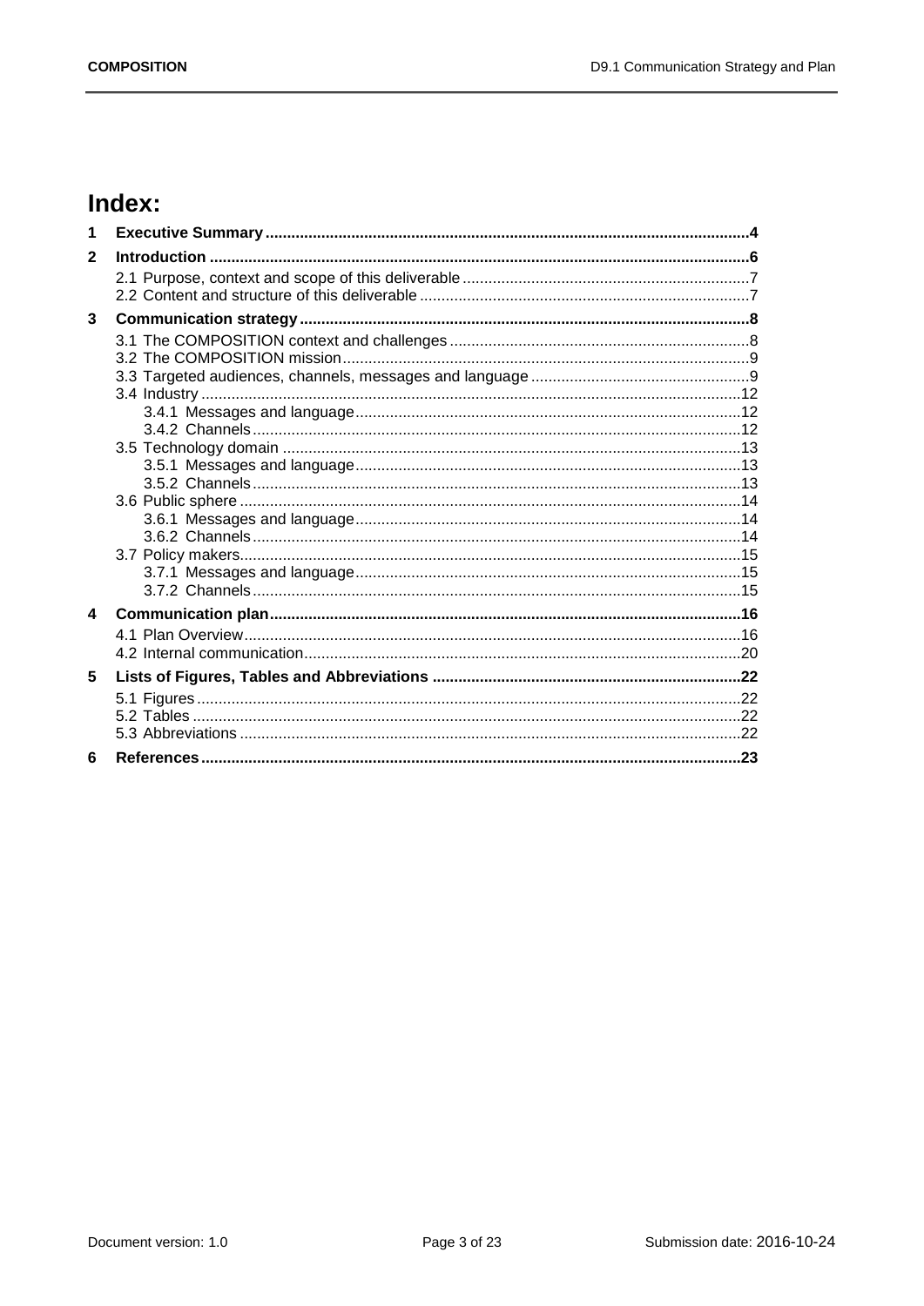# Index:

1 **Executive Summary** ........ 4

2 **Introduction** ........ 6

- 2.1 Purpose, context and scope of this deliverable ........ 7
- 2.2 Content and structure of this deliverable ........ 7

3 **Communication strategy** ........ 8

- 3.1 The COMPOSITION context and challenges ........ 8
- 3.2 The COMPOSITION mission ........ 9
- 3.3 Targeted audiences, channels, messages and language ........ 9
- 3.4 Industry ........ 12
  - 3.4.1 Messages and language ........ 12
  - 3.4.2 Channels ........ 12
- 3.5 Technology domain ........ 13
  - 3.5.1 Messages and language ........ 13
  - 3.5.2 Channels ........ 13
- 3.6 Public sphere ........ 14
  - 3.6.1 Messages and language ........ 14
  - 3.6.2 Channels ........ 14
- 3.7 Policy makers ........ 15
  - 3.7.1 Messages and language ........ 15
  - 3.7.2 Channels ........ 15

4 **Communication plan** ........ 16

- 4.1 Plan Overview ........ 16
- 4.2 Internal communication ........ 20

5 **Lists of Figures, Tables and Abbreviations** ........ 22

- 5.1 Figures ........ 22
- 5.2 Tables ........ 22
- 5.3 Abbreviations ........ 22

6 **References** ........ 23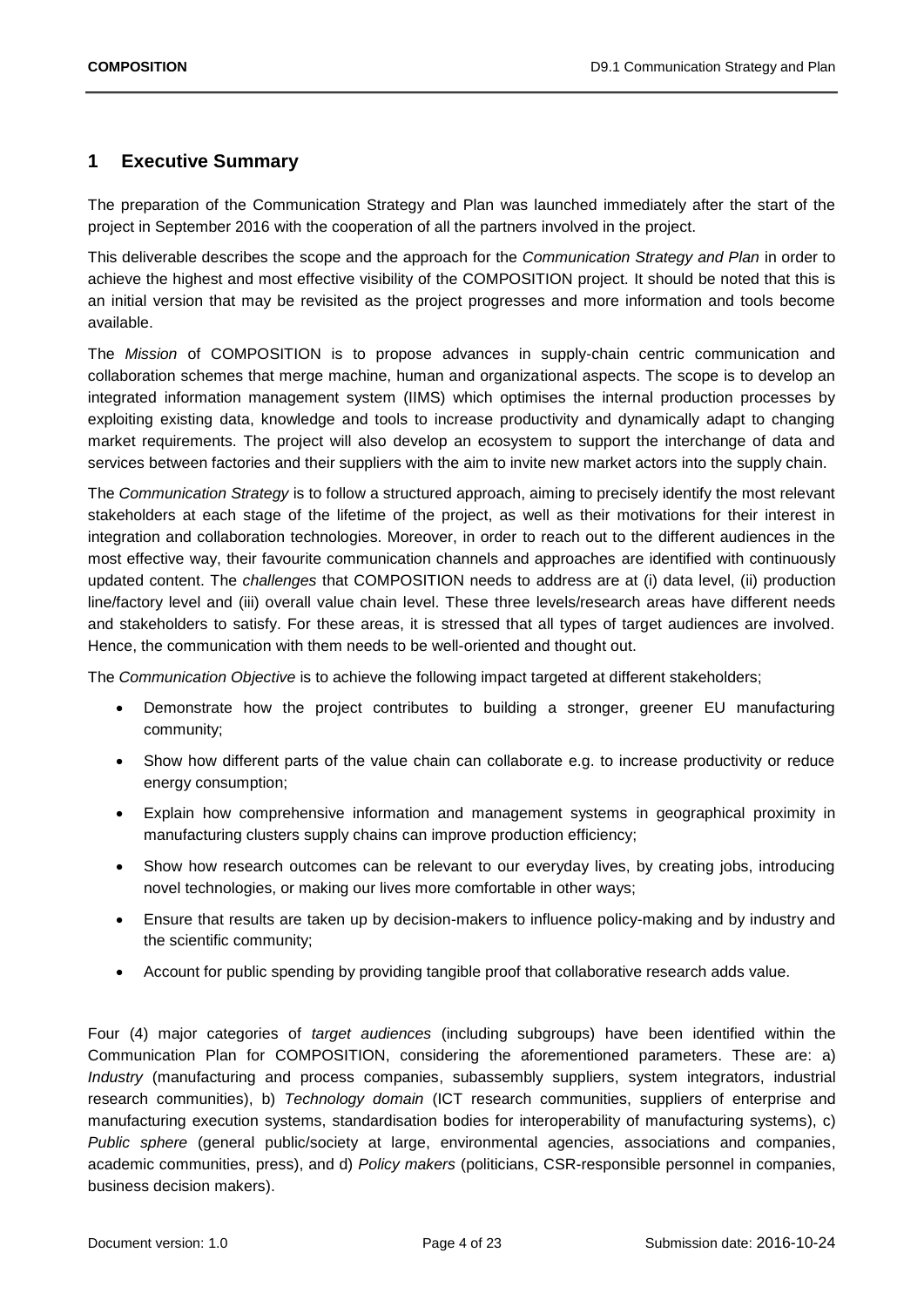# 1 Executive Summary

The preparation of the Communication Strategy and Plan was launched immediately after the start of the project in September 2016 with the cooperation of all the partners involved in the project.

This deliverable describes the scope and the approach for the *Communication Strategy and Plan* in order to achieve the highest and most effective visibility of the COMPOSITION project. It should be noted that this is an initial version that may be revisited as the project progresses and more information and tools become available.

The *Mission* of COMPOSITION is to propose advances in supply-chain centric communication and collaboration schemes that merge machine, human and organizational aspects. The scope is to develop an integrated information management system (IIMS) which optimises the internal production processes by exploiting existing data, knowledge and tools to increase productivity and dynamically adapt to changing market requirements. The project will also develop an ecosystem to support the interchange of data and services between factories and their suppliers with the aim to invite new market actors into the supply chain.

The *Communication Strategy* is to follow a structured approach, aiming to precisely identify the most relevant stakeholders at each stage of the lifetime of the project, as well as their motivations for their interest in integration and collaboration technologies. Moreover, in order to reach out to the different audiences in the most effective way, their favourite communication channels and approaches are identified with continuously updated content. The *challenges* that COMPOSITION needs to address are at (i) data level, (ii) production line/factory level and (iii) overall value chain level. These three levels/research areas have different needs and stakeholders to satisfy. For these areas, it is stressed that all types of target audiences are involved. Hence, the communication with them needs to be well-oriented and thought out.

The *Communication Objective* is to achieve the following impact targeted at different stakeholders;

- Demonstrate how the project contributes to building a stronger, greener EU manufacturing community;
- Show how different parts of the value chain can collaborate e.g. to increase productivity or reduce energy consumption;
- Explain how comprehensive information and management systems in geographical proximity in manufacturing clusters supply chains can improve production efficiency;
- Show how research outcomes can be relevant to our everyday lives, by creating jobs, introducing novel technologies, or making our lives more comfortable in other ways;
- Ensure that results are taken up by decision-makers to influence policy-making and by industry and the scientific community;
- Account for public spending by providing tangible proof that collaborative research adds value.

Four (4) major categories of *target audiences* (including subgroups) have been identified within the Communication Plan for COMPOSITION, considering the aforementioned parameters. These are: a) *Industry* (manufacturing and process companies, subassembly suppliers, system integrators, industrial research communities), b) *Technology domain* (ICT research communities, suppliers of enterprise and manufacturing execution systems, standardisation bodies for interoperability of manufacturing systems), c) *Public sphere* (general public/society at large, environmental agencies, associations and companies, academic communities, press), and d) *Policy makers* (politicians, CSR-responsible personnel in companies, business decision makers).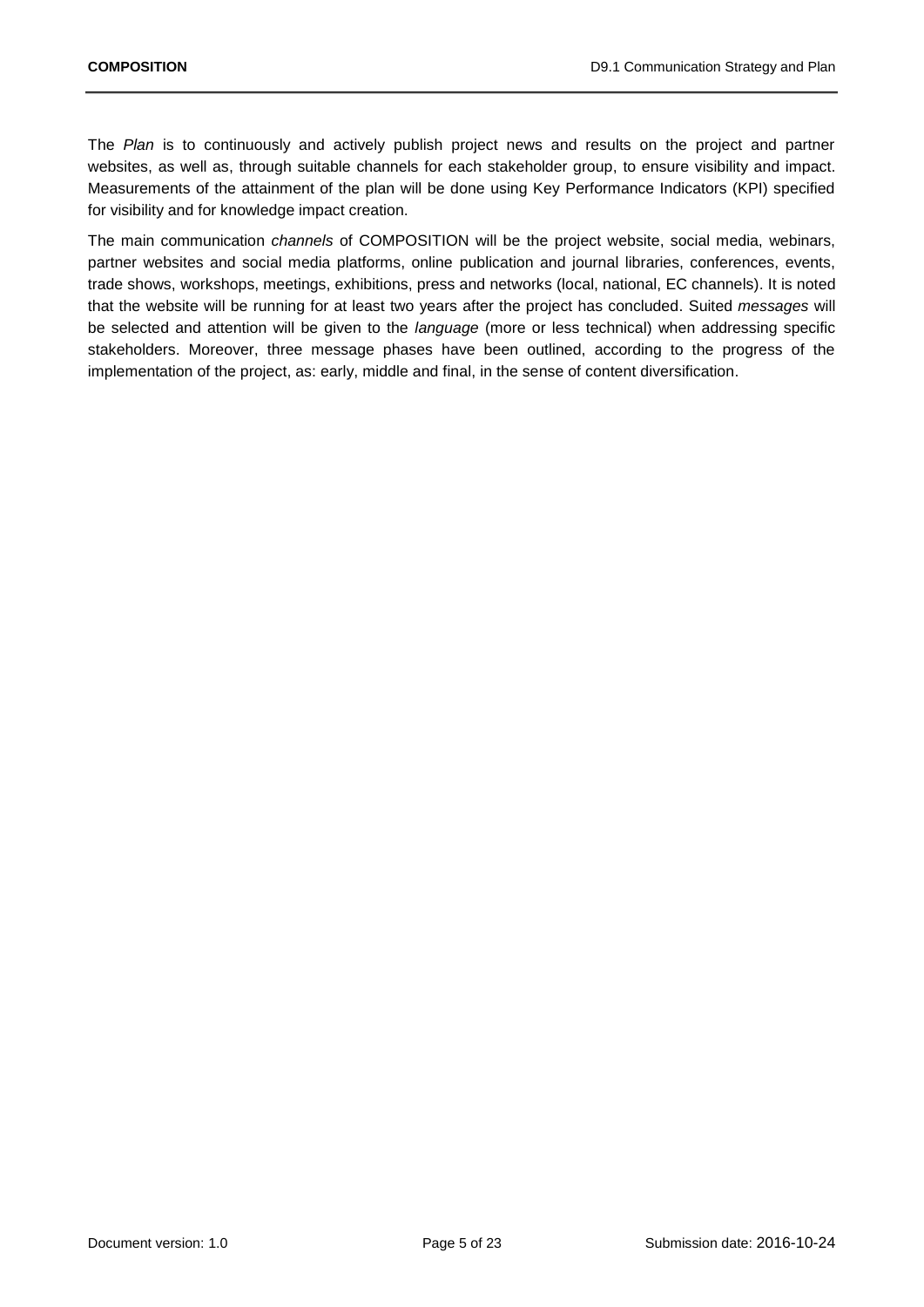The *Plan* is to continuously and actively publish project news and results on the project and partner websites, as well as, through suitable channels for each stakeholder group, to ensure visibility and impact. Measurements of the attainment of the plan will be done using Key Performance Indicators (KPI) specified for visibility and for knowledge impact creation.

The main communication *channels* of COMPOSITION will be the project website, social media, webinars, partner websites and social media platforms, online publication and journal libraries, conferences, events, trade shows, workshops, meetings, exhibitions, press and networks (local, national, EC channels). It is noted that the website will be running for at least two years after the project has concluded. Suited *messages* will be selected and attention will be given to the *language* (more or less technical) when addressing specific stakeholders. Moreover, three message phases have been outlined, according to the progress of the implementation of the project, as: early, middle and final, in the sense of content diversification.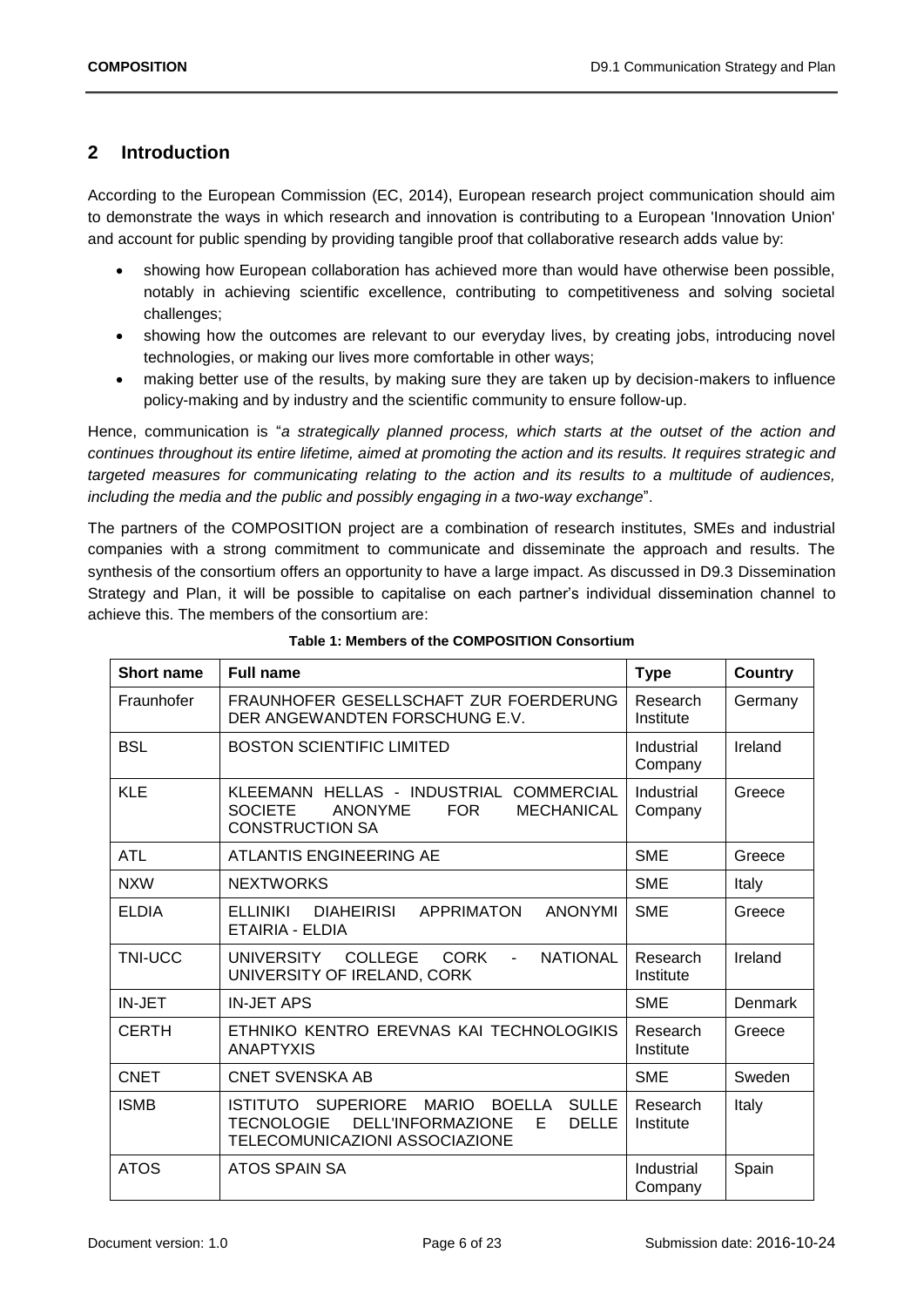## 2 Introduction

According to the European Commission (EC, 2014), European research project communication should aim to demonstrate the ways in which research and innovation is contributing to a European 'Innovation Union' and account for public spending by providing tangible proof that collaborative research adds value by:

- showing how European collaboration has achieved more than would have otherwise been possible, notably in achieving scientific excellence, contributing to competitiveness and solving societal challenges;
- showing how the outcomes are relevant to our everyday lives, by creating jobs, introducing novel technologies, or making our lives more comfortable in other ways;
- making better use of the results, by making sure they are taken up by decision-makers to influence policy-making and by industry and the scientific community to ensure follow-up.

Hence, communication is "*a strategically planned process, which starts at the outset of the action and continues throughout its entire lifetime, aimed at promoting the action and its results. It requires strategic and targeted measures for communicating relating to the action and its results to a multitude of audiences, including the media and the public and possibly engaging in a two-way exchange*".

The partners of the COMPOSITION project are a combination of research institutes, SMEs and industrial companies with a strong commitment to communicate and disseminate the approach and results. The synthesis of the consortium offers an opportunity to have a large impact. As discussed in D9.3 Dissemination Strategy and Plan, it will be possible to capitalise on each partner's individual dissemination channel to achieve this. The members of the consortium are:

**Table 1: Members of the COMPOSITION Consortium**

| Short name | Full name | Type | Country |
|---|---|---|---|
| Fraunhofer | FRAUNHOFER GESELLSCHAFT ZUR FOERDERUNG DER ANGEWANDTEN FORSCHUNG E.V. | Research Institute | Germany |
| BSL | BOSTON SCIENTIFIC LIMITED | Industrial Company | Ireland |
| KLE | KLEEMANN HELLAS - INDUSTRIAL COMMERCIAL SOCIETE ANONYME FOR MECHANICAL CONSTRUCTION SA | Industrial Company | Greece |
| ATL | ATLANTIS ENGINEERING AE | SME | Greece |
| NXW | NEXTWORKS | SME | Italy |
| ELDIA | ELLINIKI DIAHEIRISI APPRIMATON ANONYMI ETAIRIA - ELDIA | SME | Greece |
| TNI-UCC | UNIVERSITY COLLEGE CORK - NATIONAL UNIVERSITY OF IRELAND, CORK | Research Institute | Ireland |
| IN-JET | IN-JET APS | SME | Denmark |
| CERTH | ETHNIKO KENTRO EREVNAS KAI TECHNOLOGIKIS ANAPTYXIS | Research Institute | Greece |
| CNET | CNET SVENSKA AB | SME | Sweden |
| ISMB | ISTITUTO SUPERIORE MARIO BOELLA SULLE TECNOLOGIE DELL'INFORMAZIONE E DELLE TELECOMUNICAZIONI ASSOCIAZIONE | Research Institute | Italy |
| ATOS | ATOS SPAIN SA | Industrial Company | Spain |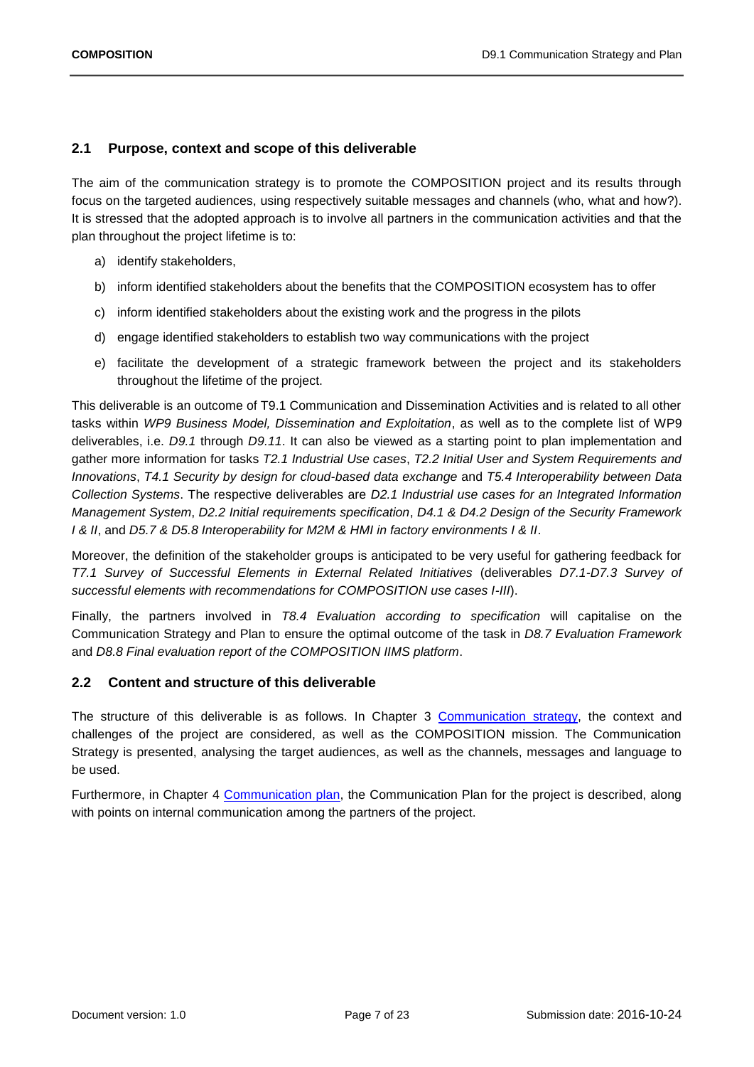## 2.1 Purpose, context and scope of this deliverable

The aim of the communication strategy is to promote the COMPOSITION project and its results through focus on the targeted audiences, using respectively suitable messages and channels (who, what and how?). It is stressed that the adopted approach is to involve all partners in the communication activities and that the plan throughout the project lifetime is to:

a) identify stakeholders,

b) inform identified stakeholders about the benefits that the COMPOSITION ecosystem has to offer

c) inform identified stakeholders about the existing work and the progress in the pilots

d) engage identified stakeholders to establish two way communications with the project

e) facilitate the development of a strategic framework between the project and its stakeholders throughout the lifetime of the project.

This deliverable is an outcome of T9.1 Communication and Dissemination Activities and is related to all other tasks within *WP9 Business Model, Dissemination and Exploitation*, as well as to the complete list of WP9 deliverables, i.e. *D9.1* through *D9.11*. It can also be viewed as a starting point to plan implementation and gather more information for tasks *T2.1 Industrial Use cases*, *T2.2 Initial User and System Requirements and Innovations*, *T4.1 Security by design for cloud-based data exchange* and *T5.4 Interoperability between Data Collection Systems*. The respective deliverables are *D2.1 Industrial use cases for an Integrated Information Management System*, *D2.2 Initial requirements specification*, *D4.1 & D4.2 Design of the Security Framework I & II*, and *D5.7 & D5.8 Interoperability for M2M & HMI in factory environments I & II*.

Moreover, the definition of the stakeholder groups is anticipated to be very useful for gathering feedback for *T7.1 Survey of Successful Elements in External Related Initiatives* (deliverables *D7.1-D7.3 Survey of successful elements with recommendations for COMPOSITION use cases I-III*).

Finally, the partners involved in *T8.4 Evaluation according to specification* will capitalise on the Communication Strategy and Plan to ensure the optimal outcome of the task in *D8.7 Evaluation Framework* and *D8.8 Final evaluation report of the COMPOSITION IIMS platform*.

## 2.2 Content and structure of this deliverable

The structure of this deliverable is as follows. In Chapter 3 Communication strategy, the context and challenges of the project are considered, as well as the COMPOSITION mission. The Communication Strategy is presented, analysing the target audiences, as well as the channels, messages and language to be used.

Furthermore, in Chapter 4 Communication plan, the Communication Plan for the project is described, along with points on internal communication among the partners of the project.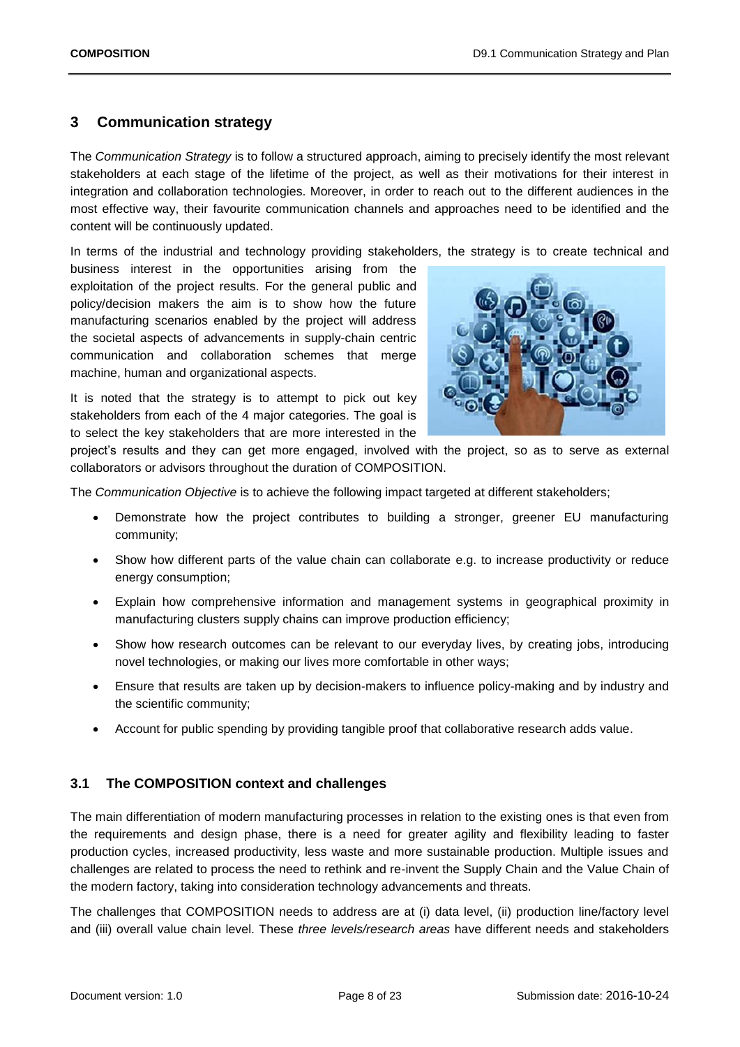# 3 Communication strategy

The *Communication Strategy* is to follow a structured approach, aiming to precisely identify the most relevant stakeholders at each stage of the lifetime of the project, as well as their motivations for their interest in integration and collaboration technologies. Moreover, in order to reach out to the different audiences in the most effective way, their favourite communication channels and approaches need to be identified and the content will be continuously updated.

In terms of the industrial and technology providing stakeholders, the strategy is to create technical and business interest in the opportunities arising from the exploitation of the project results. For the general public and policy/decision makers the aim is to show how the future manufacturing scenarios enabled by the project will address the societal aspects of advancements in supply-chain centric communication and collaboration schemes that merge machine, human and organizational aspects.

It is noted that the strategy is to attempt to pick out key stakeholders from each of the 4 major categories. The goal is to select the key stakeholders that are more interested in the project's results and they can get more engaged, involved with the project, so as to serve as external collaborators or advisors throughout the duration of COMPOSITION.

The *Communication Objective* is to achieve the following impact targeted at different stakeholders;

- Demonstrate how the project contributes to building a stronger, greener EU manufacturing community;
- Show how different parts of the value chain can collaborate e.g. to increase productivity or reduce energy consumption;
- Explain how comprehensive information and management systems in geographical proximity in manufacturing clusters supply chains can improve production efficiency;
- Show how research outcomes can be relevant to our everyday lives, by creating jobs, introducing novel technologies, or making our lives more comfortable in other ways;
- Ensure that results are taken up by decision-makers to influence policy-making and by industry and the scientific community;
- Account for public spending by providing tangible proof that collaborative research adds value.

## 3.1 The COMPOSITION context and challenges

The main differentiation of modern manufacturing processes in relation to the existing ones is that even from the requirements and design phase, there is a need for greater agility and flexibility leading to faster production cycles, increased productivity, less waste and more sustainable production. Multiple issues and challenges are related to process the need to rethink and re-invent the Supply Chain and the Value Chain of the modern factory, taking into consideration technology advancements and threats.

The challenges that COMPOSITION needs to address are at (i) data level, (ii) production line/factory level and (iii) overall value chain level. These *three levels/research areas* have different needs and stakeholders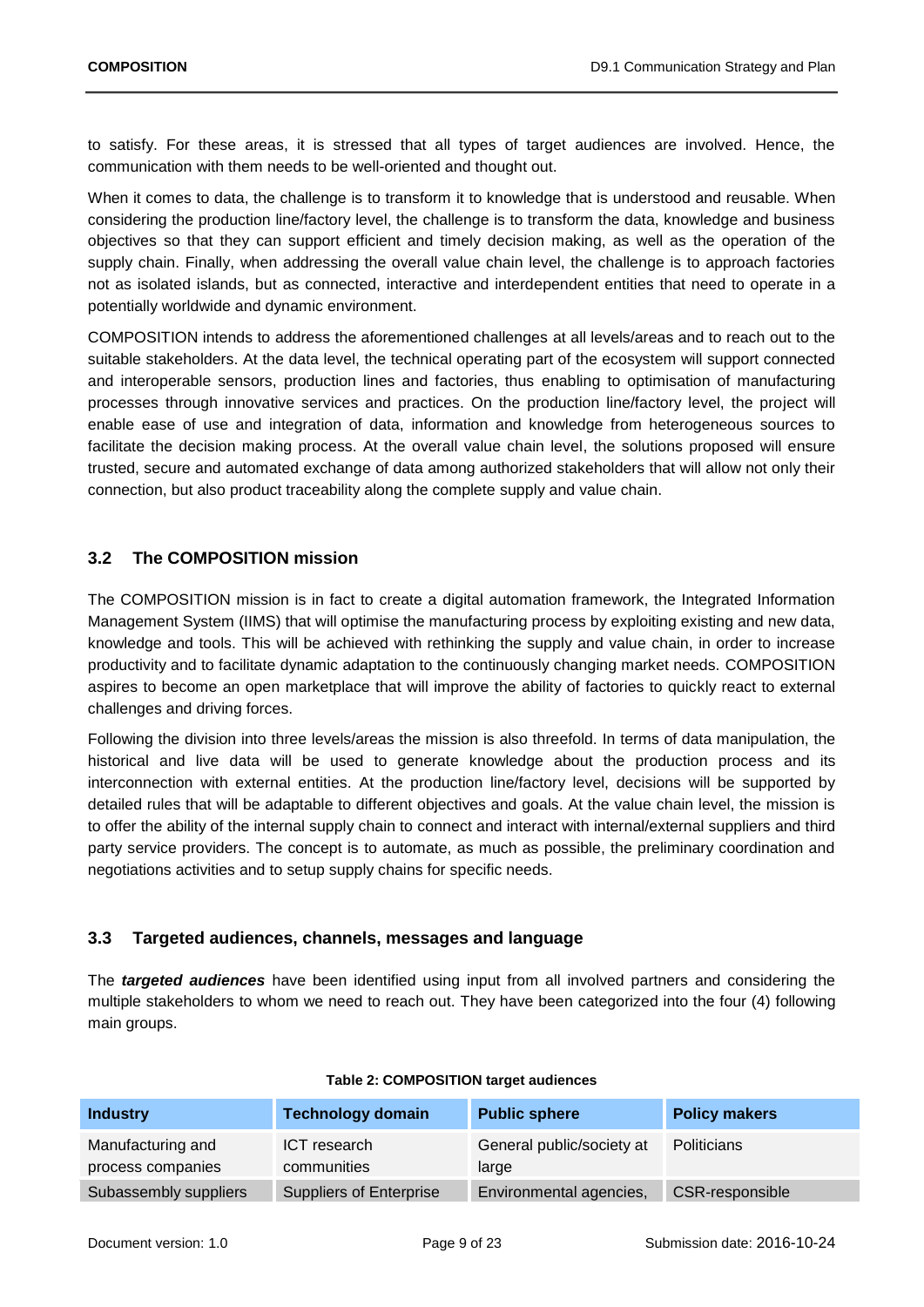to satisfy. For these areas, it is stressed that all types of target audiences are involved. Hence, the communication with them needs to be well-oriented and thought out.

When it comes to data, the challenge is to transform it to knowledge that is understood and reusable. When considering the production line/factory level, the challenge is to transform the data, knowledge and business objectives so that they can support efficient and timely decision making, as well as the operation of the supply chain. Finally, when addressing the overall value chain level, the challenge is to approach factories not as isolated islands, but as connected, interactive and interdependent entities that need to operate in a potentially worldwide and dynamic environment.

COMPOSITION intends to address the aforementioned challenges at all levels/areas and to reach out to the suitable stakeholders. At the data level, the technical operating part of the ecosystem will support connected and interoperable sensors, production lines and factories, thus enabling to optimisation of manufacturing processes through innovative services and practices. On the production line/factory level, the project will enable ease of use and integration of data, information and knowledge from heterogeneous sources to facilitate the decision making process. At the overall value chain level, the solutions proposed will ensure trusted, secure and automated exchange of data among authorized stakeholders that will allow not only their connection, but also product traceability along the complete supply and value chain.

### 3.2 The COMPOSITION mission

The COMPOSITION mission is in fact to create a digital automation framework, the Integrated Information Management System (IIMS) that will optimise the manufacturing process by exploiting existing and new data, knowledge and tools. This will be achieved with rethinking the supply and value chain, in order to increase productivity and to facilitate dynamic adaptation to the continuously changing market needs. COMPOSITION aspires to become an open marketplace that will improve the ability of factories to quickly react to external challenges and driving forces.

Following the division into three levels/areas the mission is also threefold. In terms of data manipulation, the historical and live data will be used to generate knowledge about the production process and its interconnection with external entities. At the production line/factory level, decisions will be supported by detailed rules that will be adaptable to different objectives and goals. At the value chain level, the mission is to offer the ability of the internal supply chain to connect and interact with internal/external suppliers and third party service providers. The concept is to automate, as much as possible, the preliminary coordination and negotiations activities and to setup supply chains for specific needs.

### 3.3 Targeted audiences, channels, messages and language

The ***targeted audiences*** have been identified using input from all involved partners and considering the multiple stakeholders to whom we need to reach out. They have been categorized into the four (4) following main groups.

**Table 2: COMPOSITION target audiences**

| Industry | Technology domain | Public sphere | Policy makers |
|---|---|---|---|
| Manufacturing and process companies | ICT research communities | General public/society at large | Politicians |
| Subassembly suppliers | Suppliers of Enterprise | Environmental agencies, | CSR-responsible |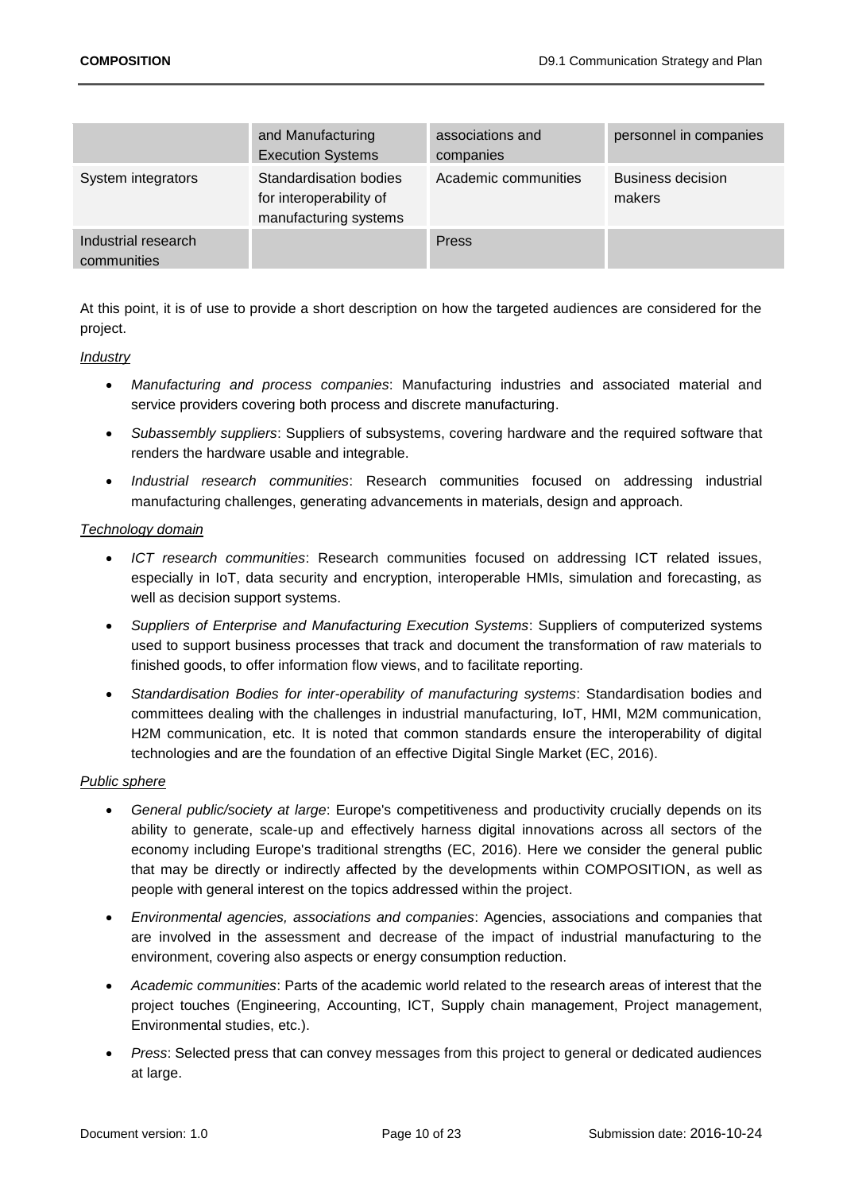| | and Manufacturing Execution Systems | associations and companies | personnel in companies |
|---|---|---|---|
| System integrators | Standardisation bodies for interoperability of manufacturing systems | Academic communities | Business decision makers |
| Industrial research communities | | Press | |

At this point, it is of use to provide a short description on how the targeted audiences are considered for the project.

*Industry*

- *Manufacturing and process companies*: Manufacturing industries and associated material and service providers covering both process and discrete manufacturing.
- *Subassembly suppliers*: Suppliers of subsystems, covering hardware and the required software that renders the hardware usable and integrable.
- *Industrial research communities*: Research communities focused on addressing industrial manufacturing challenges, generating advancements in materials, design and approach.

*Technology domain*

- *ICT research communities*: Research communities focused on addressing ICT related issues, especially in IoT, data security and encryption, interoperable HMIs, simulation and forecasting, as well as decision support systems.
- *Suppliers of Enterprise and Manufacturing Execution Systems*: Suppliers of computerized systems used to support business processes that track and document the transformation of raw materials to finished goods, to offer information flow views, and to facilitate reporting.
- *Standardisation Bodies for inter-operability of manufacturing systems*: Standardisation bodies and committees dealing with the challenges in industrial manufacturing, IoT, HMI, M2M communication, H2M communication, etc. It is noted that common standards ensure the interoperability of digital technologies and are the foundation of an effective Digital Single Market (EC, 2016).

*Public sphere*

- *General public/society at large*: Europe's competitiveness and productivity crucially depends on its ability to generate, scale-up and effectively harness digital innovations across all sectors of the economy including Europe's traditional strengths (EC, 2016). Here we consider the general public that may be directly or indirectly affected by the developments within COMPOSITION, as well as people with general interest on the topics addressed within the project.
- *Environmental agencies, associations and companies*: Agencies, associations and companies that are involved in the assessment and decrease of the impact of industrial manufacturing to the environment, covering also aspects or energy consumption reduction.
- *Academic communities*: Parts of the academic world related to the research areas of interest that the project touches (Engineering, Accounting, ICT, Supply chain management, Project management, Environmental studies, etc.).
- *Press*: Selected press that can convey messages from this project to general or dedicated audiences at large.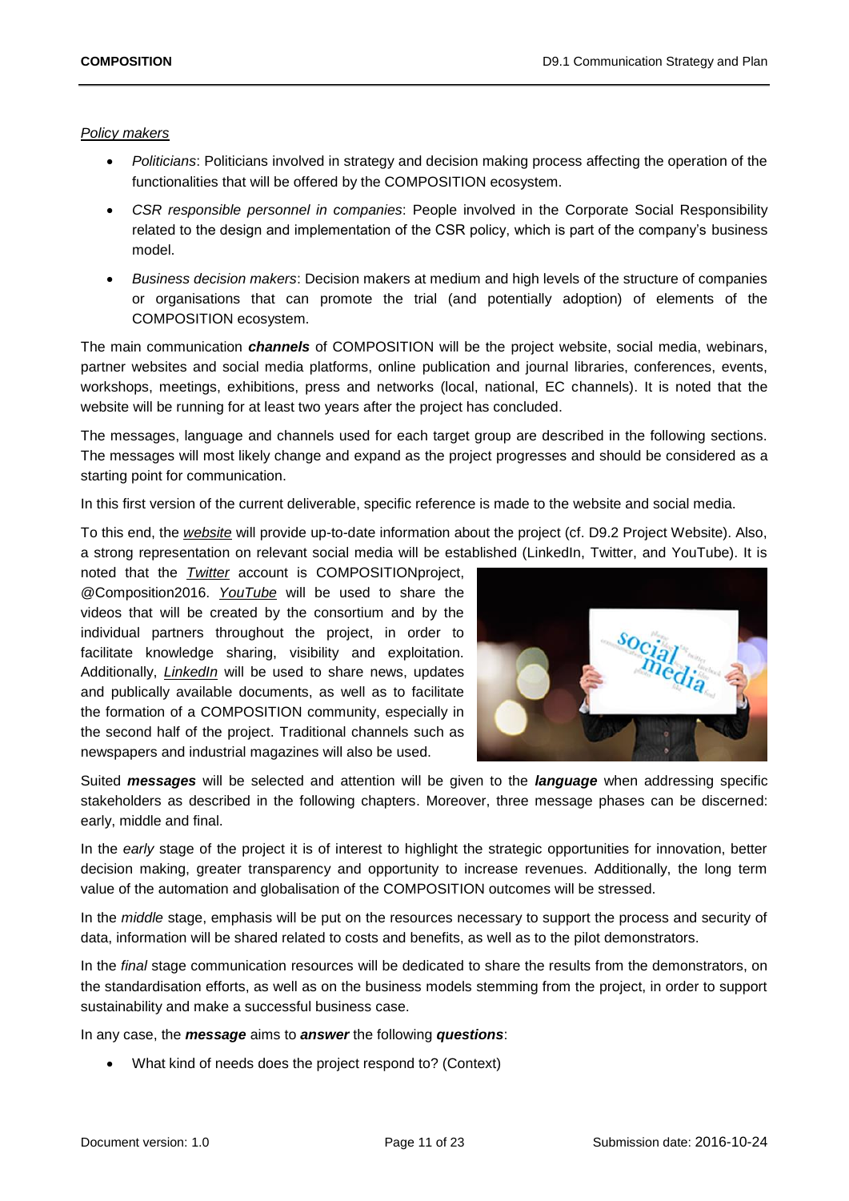*Policy makers*

- *Politicians*: Politicians involved in strategy and decision making process affecting the operation of the functionalities that will be offered by the COMPOSITION ecosystem.
- *CSR responsible personnel in companies*: People involved in the Corporate Social Responsibility related to the design and implementation of the CSR policy, which is part of the company's business model.
- *Business decision makers*: Decision makers at medium and high levels of the structure of companies or organisations that can promote the trial (and potentially adoption) of elements of the COMPOSITION ecosystem.

The main communication ***channels*** of COMPOSITION will be the project website, social media, webinars, partner websites and social media platforms, online publication and journal libraries, conferences, events, workshops, meetings, exhibitions, press and networks (local, national, EC channels). It is noted that the website will be running for at least two years after the project has concluded.

The messages, language and channels used for each target group are described in the following sections. The messages will most likely change and expand as the project progresses and should be considered as a starting point for communication.

In this first version of the current deliverable, specific reference is made to the website and social media.

To this end, the *website* will provide up-to-date information about the project (cf. D9.2 Project Website). Also, a strong representation on relevant social media will be established (LinkedIn, Twitter, and YouTube). It is noted that the *Twitter* account is COMPOSITIONproject, @Composition2016. *YouTube* will be used to share the videos that will be created by the consortium and by the individual partners throughout the project, in order to facilitate knowledge sharing, visibility and exploitation. Additionally, *LinkedIn* will be used to share news, updates and publically available documents, as well as to facilitate the formation of a COMPOSITION community, especially in the second half of the project. Traditional channels such as newspapers and industrial magazines will also be used.

Suited ***messages*** will be selected and attention will be given to the ***language*** when addressing specific stakeholders as described in the following chapters. Moreover, three message phases can be discerned: early, middle and final.

In the *early* stage of the project it is of interest to highlight the strategic opportunities for innovation, better decision making, greater transparency and opportunity to increase revenues. Additionally, the long term value of the automation and globalisation of the COMPOSITION outcomes will be stressed.

In the *middle* stage, emphasis will be put on the resources necessary to support the process and security of data, information will be shared related to costs and benefits, as well as to the pilot demonstrators.

In the *final* stage communication resources will be dedicated to share the results from the demonstrators, on the standardisation efforts, as well as on the business models stemming from the project, in order to support sustainability and make a successful business case.

In any case, the ***message*** aims to ***answer*** the following ***questions***:

- What kind of needs does the project respond to? (Context)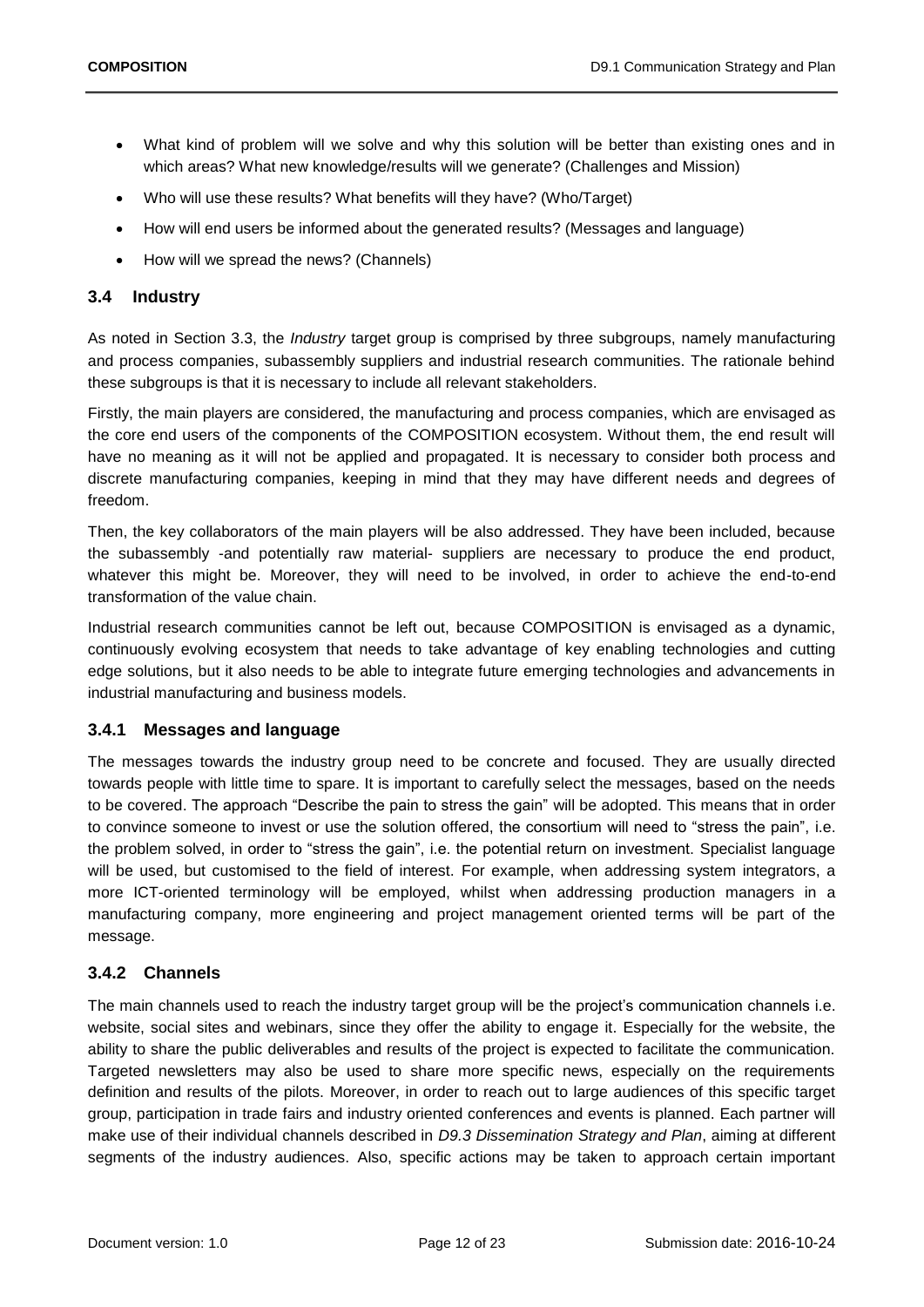- What kind of problem will we solve and why this solution will be better than existing ones and in which areas? What new knowledge/results will we generate? (Challenges and Mission)
- Who will use these results? What benefits will they have? (Who/Target)
- How will end users be informed about the generated results? (Messages and language)
- How will we spread the news? (Channels)

## 3.4 Industry

As noted in Section 3.3, the *Industry* target group is comprised by three subgroups, namely manufacturing and process companies, subassembly suppliers and industrial research communities. The rationale behind these subgroups is that it is necessary to include all relevant stakeholders.

Firstly, the main players are considered, the manufacturing and process companies, which are envisaged as the core end users of the components of the COMPOSITION ecosystem. Without them, the end result will have no meaning as it will not be applied and propagated. It is necessary to consider both process and discrete manufacturing companies, keeping in mind that they may have different needs and degrees of freedom.

Then, the key collaborators of the main players will be also addressed. They have been included, because the subassembly -and potentially raw material- suppliers are necessary to produce the end product, whatever this might be. Moreover, they will need to be involved, in order to achieve the end-to-end transformation of the value chain.

Industrial research communities cannot be left out, because COMPOSITION is envisaged as a dynamic, continuously evolving ecosystem that needs to take advantage of key enabling technologies and cutting edge solutions, but it also needs to be able to integrate future emerging technologies and advancements in industrial manufacturing and business models.

### 3.4.1 Messages and language

The messages towards the industry group need to be concrete and focused. They are usually directed towards people with little time to spare. It is important to carefully select the messages, based on the needs to be covered. The approach "Describe the pain to stress the gain" will be adopted. This means that in order to convince someone to invest or use the solution offered, the consortium will need to "stress the pain", i.e. the problem solved, in order to "stress the gain", i.e. the potential return on investment. Specialist language will be used, but customised to the field of interest. For example, when addressing system integrators, a more ICT-oriented terminology will be employed, whilst when addressing production managers in a manufacturing company, more engineering and project management oriented terms will be part of the message.

### 3.4.2 Channels

The main channels used to reach the industry target group will be the project's communication channels i.e. website, social sites and webinars, since they offer the ability to engage it. Especially for the website, the ability to share the public deliverables and results of the project is expected to facilitate the communication. Targeted newsletters may also be used to share more specific news, especially on the requirements definition and results of the pilots. Moreover, in order to reach out to large audiences of this specific target group, participation in trade fairs and industry oriented conferences and events is planned. Each partner will make use of their individual channels described in *D9.3 Dissemination Strategy and Plan*, aiming at different segments of the industry audiences. Also, specific actions may be taken to approach certain important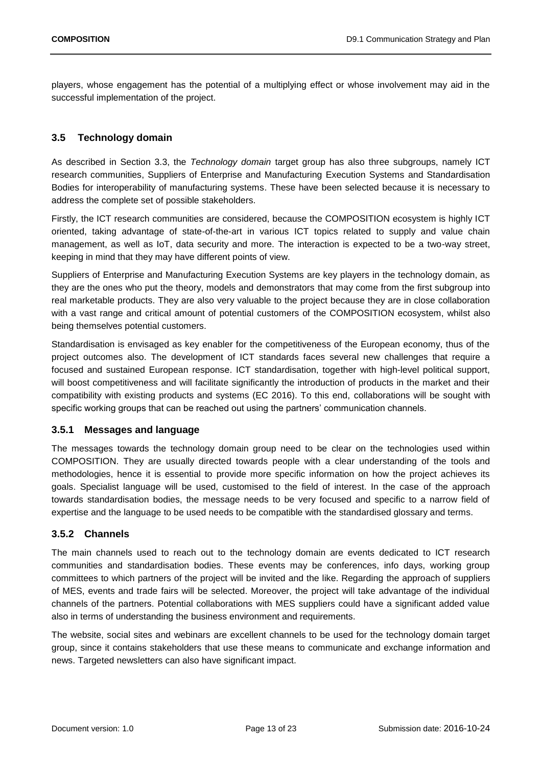players, whose engagement has the potential of a multiplying effect or whose involvement may aid in the successful implementation of the project.

## 3.5 Technology domain

As described in Section 3.3, the *Technology domain* target group has also three subgroups, namely ICT research communities, Suppliers of Enterprise and Manufacturing Execution Systems and Standardisation Bodies for interoperability of manufacturing systems. These have been selected because it is necessary to address the complete set of possible stakeholders.

Firstly, the ICT research communities are considered, because the COMPOSITION ecosystem is highly ICT oriented, taking advantage of state-of-the-art in various ICT topics related to supply and value chain management, as well as IoT, data security and more. The interaction is expected to be a two-way street, keeping in mind that they may have different points of view.

Suppliers of Enterprise and Manufacturing Execution Systems are key players in the technology domain, as they are the ones who put the theory, models and demonstrators that may come from the first subgroup into real marketable products. They are also very valuable to the project because they are in close collaboration with a vast range and critical amount of potential customers of the COMPOSITION ecosystem, whilst also being themselves potential customers.

Standardisation is envisaged as key enabler for the competitiveness of the European economy, thus of the project outcomes also. The development of ICT standards faces several new challenges that require a focused and sustained European response. ICT standardisation, together with high-level political support, will boost competitiveness and will facilitate significantly the introduction of products in the market and their compatibility with existing products and systems (EC 2016). To this end, collaborations will be sought with specific working groups that can be reached out using the partners' communication channels.

### 3.5.1 Messages and language

The messages towards the technology domain group need to be clear on the technologies used within COMPOSITION. They are usually directed towards people with a clear understanding of the tools and methodologies, hence it is essential to provide more specific information on how the project achieves its goals. Specialist language will be used, customised to the field of interest. In the case of the approach towards standardisation bodies, the message needs to be very focused and specific to a narrow field of expertise and the language to be used needs to be compatible with the standardised glossary and terms.

### 3.5.2 Channels

The main channels used to reach out to the technology domain are events dedicated to ICT research communities and standardisation bodies. These events may be conferences, info days, working group committees to which partners of the project will be invited and the like. Regarding the approach of suppliers of MES, events and trade fairs will be selected. Moreover, the project will take advantage of the individual channels of the partners. Potential collaborations with MES suppliers could have a significant added value also in terms of understanding the business environment and requirements.

The website, social sites and webinars are excellent channels to be used for the technology domain target group, since it contains stakeholders that use these means to communicate and exchange information and news. Targeted newsletters can also have significant impact.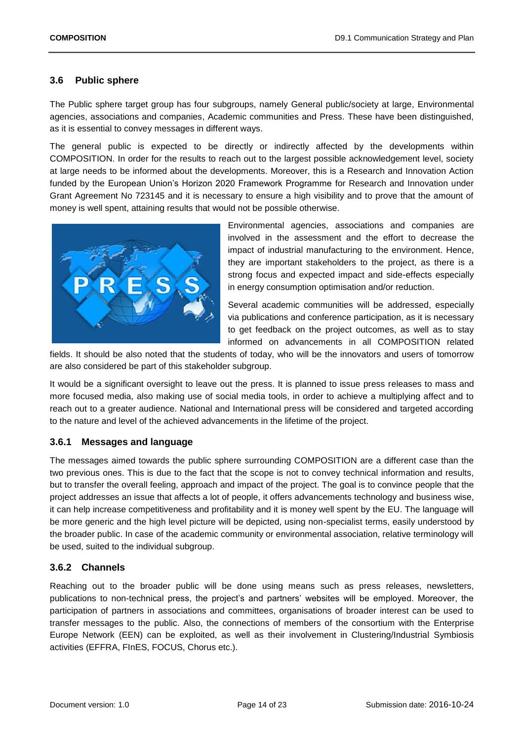## 3.6 Public sphere

The Public sphere target group has four subgroups, namely General public/society at large, Environmental agencies, associations and companies, Academic communities and Press. These have been distinguished, as it is essential to convey messages in different ways.

The general public is expected to be directly or indirectly affected by the developments within COMPOSITION. In order for the results to reach out to the largest possible acknowledgement level, society at large needs to be informed about the developments. Moreover, this is a Research and Innovation Action funded by the European Union's Horizon 2020 Framework Programme for Research and Innovation under Grant Agreement No 723145 and it is necessary to ensure a high visibility and to prove that the amount of money is well spent, attaining results that would not be possible otherwise.

Environmental agencies, associations and companies are involved in the assessment and the effort to decrease the impact of industrial manufacturing to the environment. Hence, they are important stakeholders to the project, as there is a strong focus and expected impact and side-effects especially in energy consumption optimisation and/or reduction.

Several academic communities will be addressed, especially via publications and conference participation, as it is necessary to get feedback on the project outcomes, as well as to stay informed on advancements in all COMPOSITION related fields. It should be also noted that the students of today, who will be the innovators and users of tomorrow are also considered be part of this stakeholder subgroup.

It would be a significant oversight to leave out the press. It is planned to issue press releases to mass and more focused media, also making use of social media tools, in order to achieve a multiplying affect and to reach out to a greater audience. National and International press will be considered and targeted according to the nature and level of the achieved advancements in the lifetime of the project.

### 3.6.1 Messages and language

The messages aimed towards the public sphere surrounding COMPOSITION are a different case than the two previous ones. This is due to the fact that the scope is not to convey technical information and results, but to transfer the overall feeling, approach and impact of the project. The goal is to convince people that the project addresses an issue that affects a lot of people, it offers advancements technology and business wise, it can help increase competitiveness and profitability and it is money well spent by the EU. The language will be more generic and the high level picture will be depicted, using non-specialist terms, easily understood by the broader public. In case of the academic community or environmental association, relative terminology will be used, suited to the individual subgroup.

### 3.6.2 Channels

Reaching out to the broader public will be done using means such as press releases, newsletters, publications to non-technical press, the project's and partners' websites will be employed. Moreover, the participation of partners in associations and committees, organisations of broader interest can be used to transfer messages to the public. Also, the connections of members of the consortium with the Enterprise Europe Network (EEN) can be exploited, as well as their involvement in Clustering/Industrial Symbiosis activities (EFFRA, FInES, FOCUS, Chorus etc.).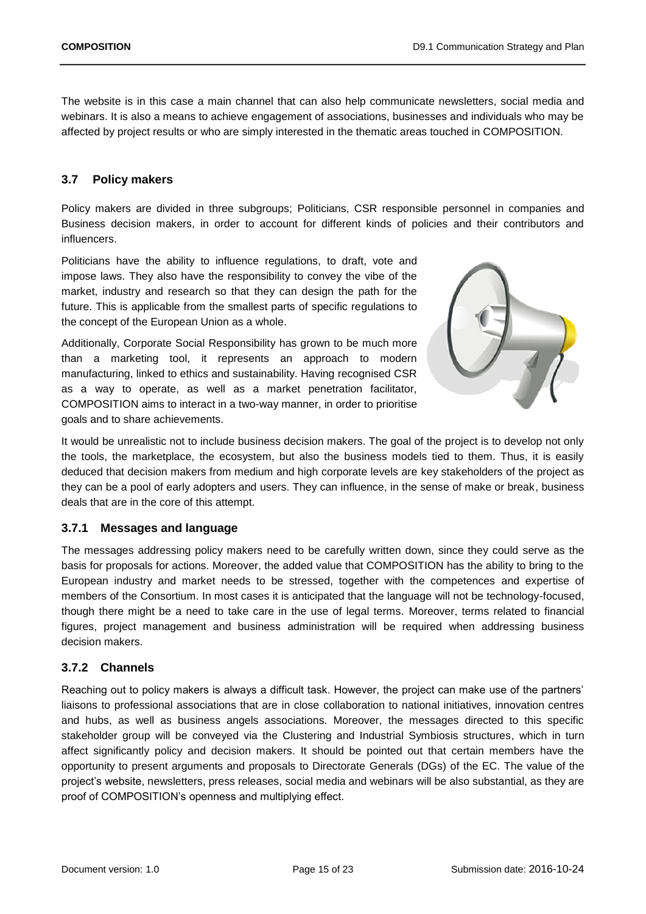The website is in this case a main channel that can also help communicate newsletters, social media and webinars. It is also a means to achieve engagement of associations, businesses and individuals who may be affected by project results or who are simply interested in the thematic areas touched in COMPOSITION.

## 3.7 Policy makers

Policy makers are divided in three subgroups; Politicians, CSR responsible personnel in companies and Business decision makers, in order to account for different kinds of policies and their contributors and influencers.

Politicians have the ability to influence regulations, to draft, vote and impose laws. They also have the responsibility to convey the vibe of the market, industry and research so that they can design the path for the future. This is applicable from the smallest parts of specific regulations to the concept of the European Union as a whole.

Additionally, Corporate Social Responsibility has grown to be much more than a marketing tool, it represents an approach to modern manufacturing, linked to ethics and sustainability. Having recognised CSR as a way to operate, as well as a market penetration facilitator, COMPOSITION aims to interact in a two-way manner, in order to prioritise goals and to share achievements.

It would be unrealistic not to include business decision makers. The goal of the project is to develop not only the tools, the marketplace, the ecosystem, but also the business models tied to them. Thus, it is easily deduced that decision makers from medium and high corporate levels are key stakeholders of the project as they can be a pool of early adopters and users. They can influence, in the sense of make or break, business deals that are in the core of this attempt.

### 3.7.1 Messages and language

The messages addressing policy makers need to be carefully written down, since they could serve as the basis for proposals for actions. Moreover, the added value that COMPOSITION has the ability to bring to the European industry and market needs to be stressed, together with the competences and expertise of members of the Consortium. In most cases it is anticipated that the language will not be technology-focused, though there might be a need to take care in the use of legal terms. Moreover, terms related to financial figures, project management and business administration will be required when addressing business decision makers.

### 3.7.2 Channels

Reaching out to policy makers is always a difficult task. However, the project can make use of the partners' liaisons to professional associations that are in close collaboration to national initiatives, innovation centres and hubs, as well as business angels associations. Moreover, the messages directed to this specific stakeholder group will be conveyed via the Clustering and Industrial Symbiosis structures, which in turn affect significantly policy and decision makers. It should be pointed out that certain members have the opportunity to present arguments and proposals to Directorate Generals (DGs) of the EC. The value of the project's website, newsletters, press releases, social media and webinars will be also substantial, as they are proof of COMPOSITION's openness and multiplying effect.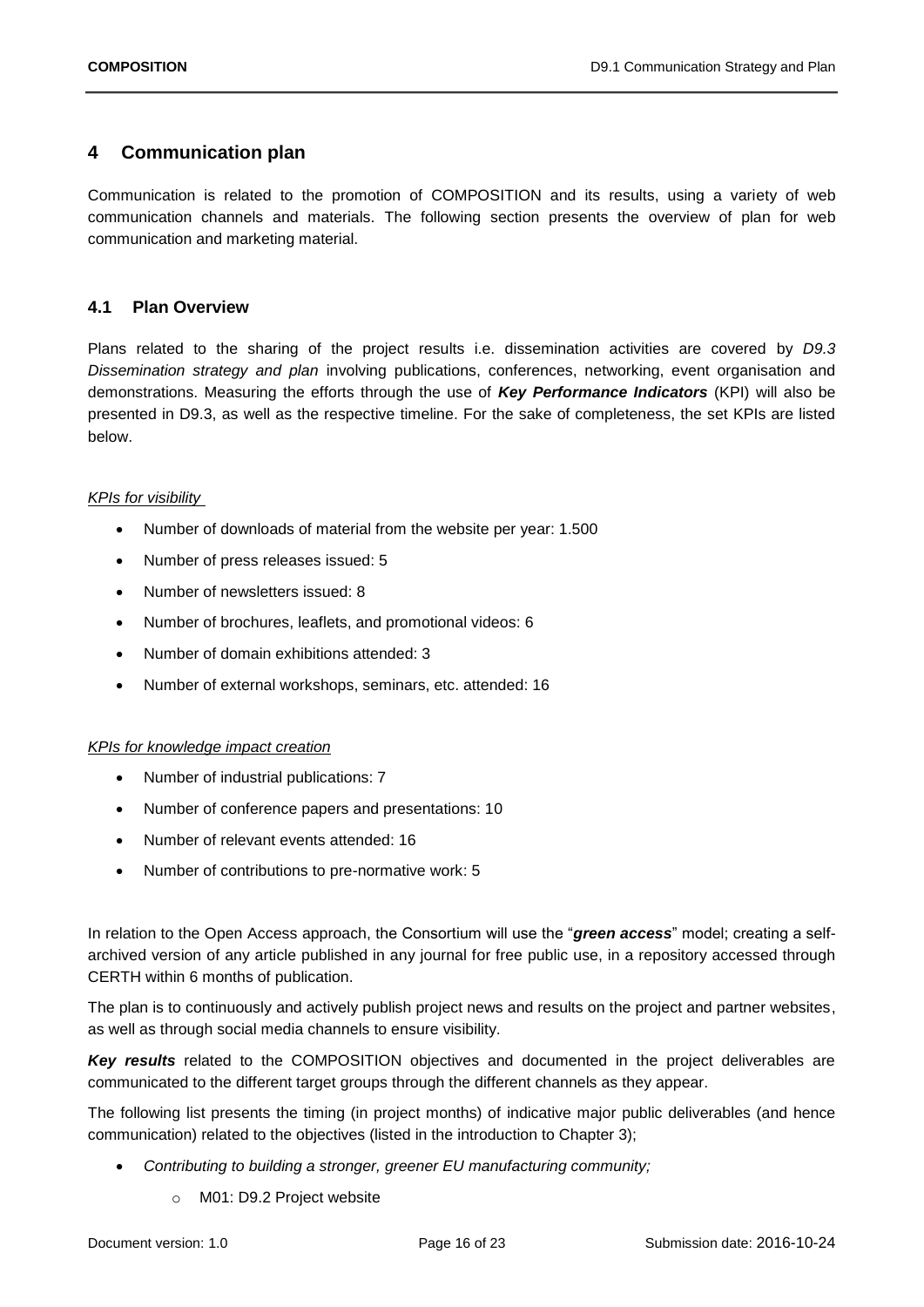# 4 Communication plan

Communication is related to the promotion of COMPOSITION and its results, using a variety of web communication channels and materials. The following section presents the overview of plan for web communication and marketing material.

## 4.1 Plan Overview

Plans related to the sharing of the project results i.e. dissemination activities are covered by *D9.3 Dissemination strategy and plan* involving publications, conferences, networking, event organisation and demonstrations. Measuring the efforts through the use of ***Key Performance Indicators*** (KPI) will also be presented in D9.3, as well as the respective timeline. For the sake of completeness, the set KPIs are listed below.

*KPIs for visibility*

- Number of downloads of material from the website per year: 1.500
- Number of press releases issued: 5
- Number of newsletters issued: 8
- Number of brochures, leaflets, and promotional videos: 6
- Number of domain exhibitions attended: 3
- Number of external workshops, seminars, etc. attended: 16

*KPIs for knowledge impact creation*

- Number of industrial publications: 7
- Number of conference papers and presentations: 10
- Number of relevant events attended: 16
- Number of contributions to pre-normative work: 5

In relation to the Open Access approach, the Consortium will use the "***green access***" model; creating a self-archived version of any article published in any journal for free public use, in a repository accessed through CERTH within 6 months of publication.

The plan is to continuously and actively publish project news and results on the project and partner websites, as well as through social media channels to ensure visibility.

***Key results*** related to the COMPOSITION objectives and documented in the project deliverables are communicated to the different target groups through the different channels as they appear.

The following list presents the timing (in project months) of indicative major public deliverables (and hence communication) related to the objectives (listed in the introduction to Chapter 3);

- *Contributing to building a stronger, greener EU manufacturing community;*
    - M01: D9.2 Project website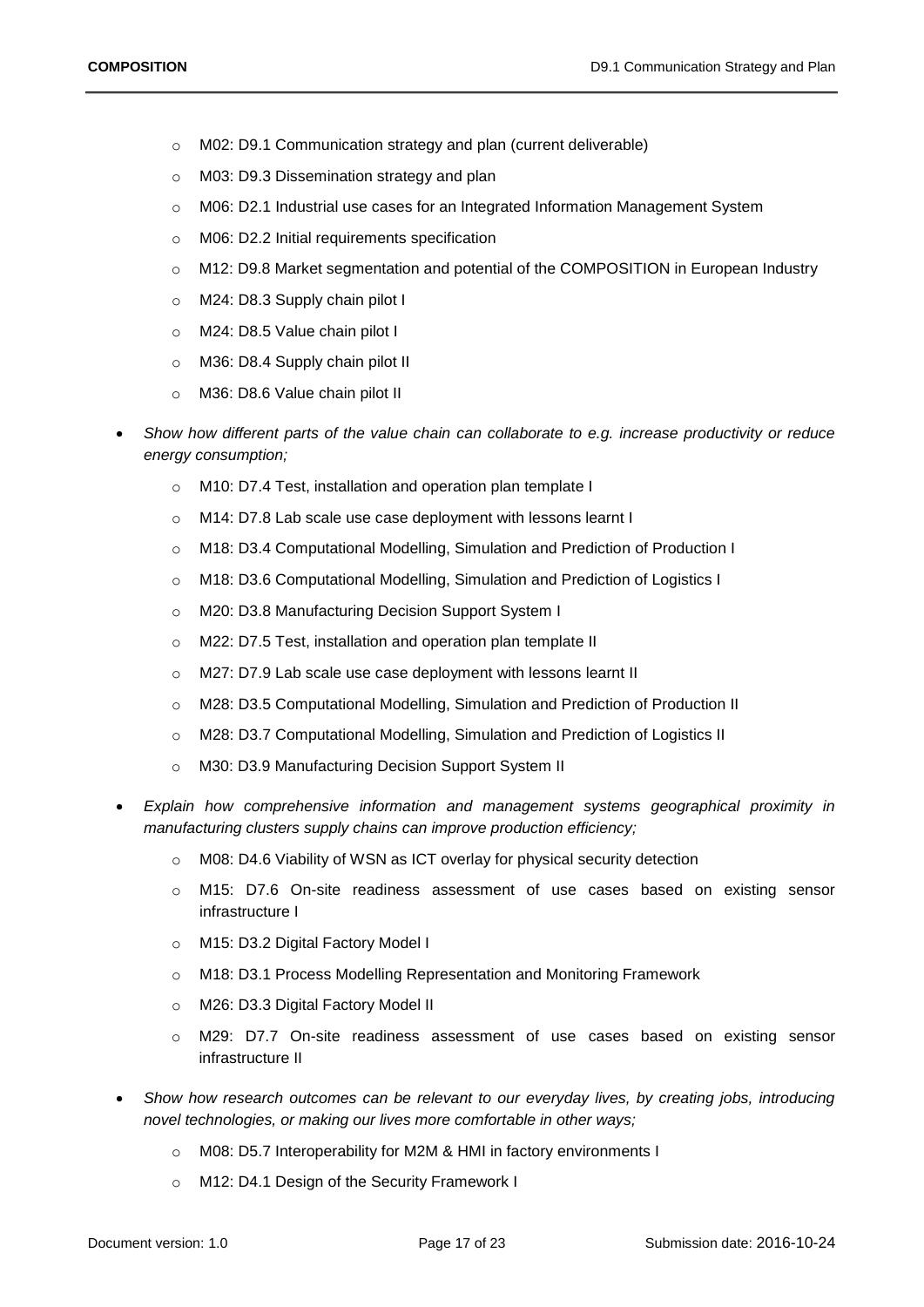- M02: D9.1 Communication strategy and plan (current deliverable)
  - M03: D9.3 Dissemination strategy and plan
  - M06: D2.1 Industrial use cases for an Integrated Information Management System
  - M06: D2.2 Initial requirements specification
  - M12: D9.8 Market segmentation and potential of the COMPOSITION in European Industry
  - M24: D8.3 Supply chain pilot I
  - M24: D8.5 Value chain pilot I
  - M36: D8.4 Supply chain pilot II
  - M36: D8.6 Value chain pilot II

- *Show how different parts of the value chain can collaborate to e.g. increase productivity or reduce energy consumption;*
  - M10: D7.4 Test, installation and operation plan template I
  - M14: D7.8 Lab scale use case deployment with lessons learnt I
  - M18: D3.4 Computational Modelling, Simulation and Prediction of Production I
  - M18: D3.6 Computational Modelling, Simulation and Prediction of Logistics I
  - M20: D3.8 Manufacturing Decision Support System I
  - M22: D7.5 Test, installation and operation plan template II
  - M27: D7.9 Lab scale use case deployment with lessons learnt II
  - M28: D3.5 Computational Modelling, Simulation and Prediction of Production II
  - M28: D3.7 Computational Modelling, Simulation and Prediction of Logistics II
  - M30: D3.9 Manufacturing Decision Support System II

- *Explain how comprehensive information and management systems geographical proximity in manufacturing clusters supply chains can improve production efficiency;*
  - M08: D4.6 Viability of WSN as ICT overlay for physical security detection
  - M15: D7.6 On-site readiness assessment of use cases based on existing sensor infrastructure I
  - M15: D3.2 Digital Factory Model I
  - M18: D3.1 Process Modelling Representation and Monitoring Framework
  - M26: D3.3 Digital Factory Model II
  - M29: D7.7 On-site readiness assessment of use cases based on existing sensor infrastructure II

- *Show how research outcomes can be relevant to our everyday lives, by creating jobs, introducing novel technologies, or making our lives more comfortable in other ways;*
  - M08: D5.7 Interoperability for M2M & HMI in factory environments I
  - M12: D4.1 Design of the Security Framework I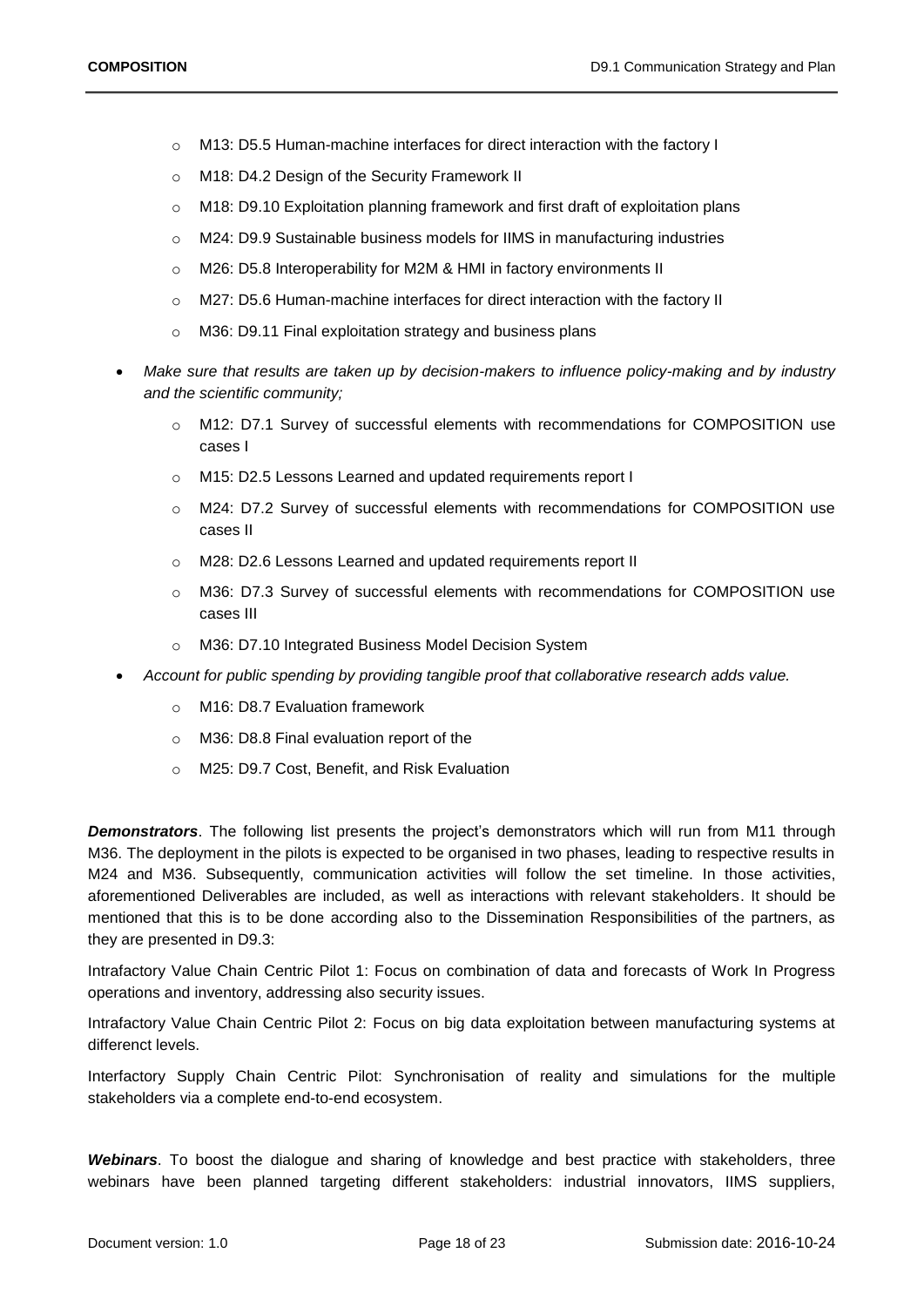- M13: D5.5 Human-machine interfaces for direct interaction with the factory I
    - M18: D4.2 Design of the Security Framework II
    - M18: D9.10 Exploitation planning framework and first draft of exploitation plans
    - M24: D9.9 Sustainable business models for IIMS in manufacturing industries
    - M26: D5.8 Interoperability for M2M & HMI in factory environments II
    - M27: D5.6 Human-machine interfaces for direct interaction with the factory II
    - M36: D9.11 Final exploitation strategy and business plans
- *Make sure that results are taken up by decision-makers to influence policy-making and by industry and the scientific community;*
    - M12: D7.1 Survey of successful elements with recommendations for COMPOSITION use cases I
    - M15: D2.5 Lessons Learned and updated requirements report I
    - M24: D7.2 Survey of successful elements with recommendations for COMPOSITION use cases II
    - M28: D2.6 Lessons Learned and updated requirements report II
    - M36: D7.3 Survey of successful elements with recommendations for COMPOSITION use cases III
    - M36: D7.10 Integrated Business Model Decision System
- *Account for public spending by providing tangible proof that collaborative research adds value.*
    - M16: D8.7 Evaluation framework
    - M36: D8.8 Final evaluation report of the
    - M25: D9.7 Cost, Benefit, and Risk Evaluation

***Demonstrators***. The following list presents the project's demonstrators which will run from M11 through M36. The deployment in the pilots is expected to be organised in two phases, leading to respective results in M24 and M36. Subsequently, communication activities will follow the set timeline. In those activities, aforementioned Deliverables are included, as well as interactions with relevant stakeholders. It should be mentioned that this is to be done according also to the Dissemination Responsibilities of the partners, as they are presented in D9.3:

Intrafactory Value Chain Centric Pilot 1: Focus on combination of data and forecasts of Work In Progress operations and inventory, addressing also security issues.

Intrafactory Value Chain Centric Pilot 2: Focus on big data exploitation between manufacturing systems at differenct levels.

Interfactory Supply Chain Centric Pilot: Synchronisation of reality and simulations for the multiple stakeholders via a complete end-to-end ecosystem.

***Webinars***. To boost the dialogue and sharing of knowledge and best practice with stakeholders, three webinars have been planned targeting different stakeholders: industrial innovators, IIMS suppliers,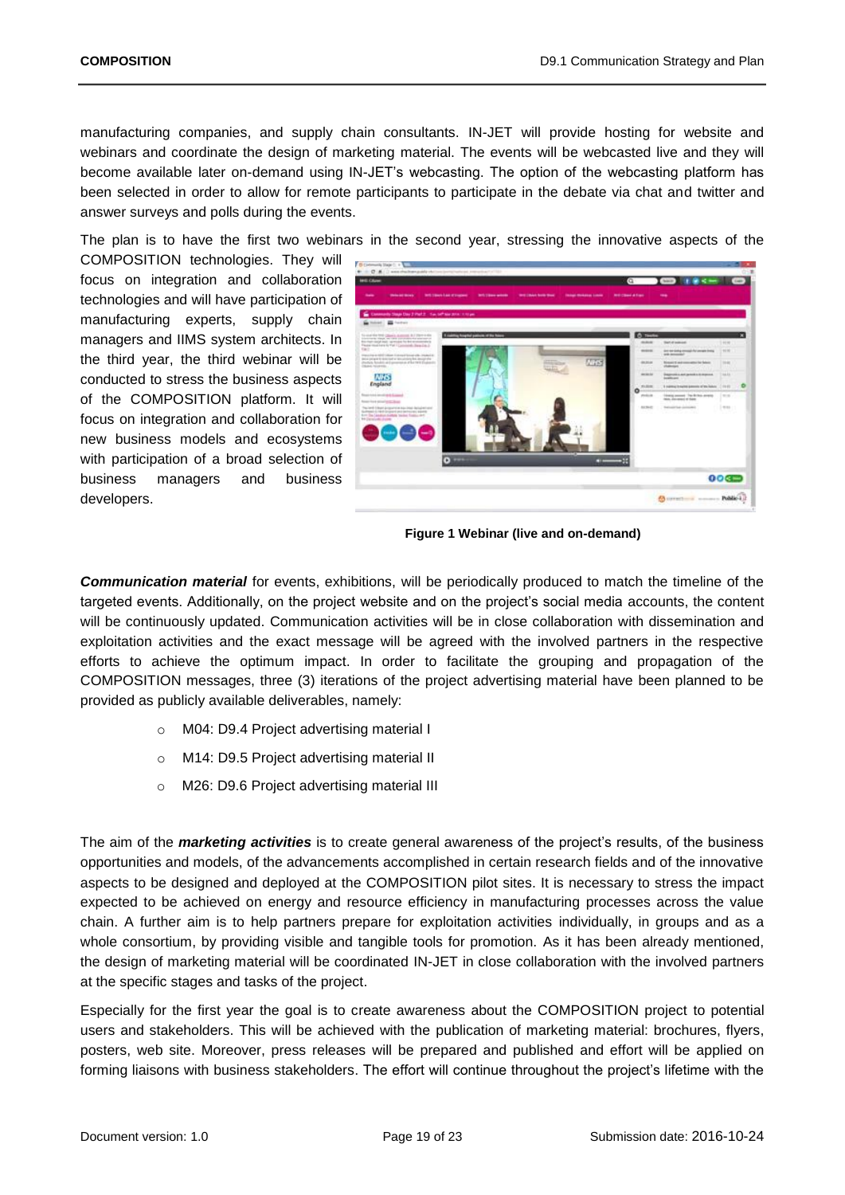manufacturing companies, and supply chain consultants. IN-JET will provide hosting for website and webinars and coordinate the design of marketing material. The events will be webcasted live and they will become available later on-demand using IN-JET's webcasting. The option of the webcasting platform has been selected in order to allow for remote participants to participate in the debate via chat and twitter and answer surveys and polls during the events.

The plan is to have the first two webinars in the second year, stressing the innovative aspects of the COMPOSITION technologies. They will focus on integration and collaboration technologies and will have participation of manufacturing experts, supply chain managers and IIMS system architects. In the third year, the third webinar will be conducted to stress the business aspects of the COMPOSITION platform. It will focus on integration and collaboration for new business models and ecosystems with participation of a broad selection of business managers and business developers.

**Figure 1 Webinar (live and on-demand)**

***Communication material*** for events, exhibitions, will be periodically produced to match the timeline of the targeted events. Additionally, on the project website and on the project's social media accounts, the content will be continuously updated. Communication activities will be in close collaboration with dissemination and exploitation activities and the exact message will be agreed with the involved partners in the respective efforts to achieve the optimum impact. In order to facilitate the grouping and propagation of the COMPOSITION messages, three (3) iterations of the project advertising material have been planned to be provided as publicly available deliverables, namely:

- M04: D9.4 Project advertising material I
- M14: D9.5 Project advertising material II
- M26: D9.6 Project advertising material III

The aim of the ***marketing activities*** is to create general awareness of the project's results, of the business opportunities and models, of the advancements accomplished in certain research fields and of the innovative aspects to be designed and deployed at the COMPOSITION pilot sites. It is necessary to stress the impact expected to be achieved on energy and resource efficiency in manufacturing processes across the value chain. A further aim is to help partners prepare for exploitation activities individually, in groups and as a whole consortium, by providing visible and tangible tools for promotion. As it has been already mentioned, the design of marketing material will be coordinated IN-JET in close collaboration with the involved partners at the specific stages and tasks of the project.

Especially for the first year the goal is to create awareness about the COMPOSITION project to potential users and stakeholders. This will be achieved with the publication of marketing material: brochures, flyers, posters, web site. Moreover, press releases will be prepared and published and effort will be applied on forming liaisons with business stakeholders. The effort will continue throughout the project's lifetime with the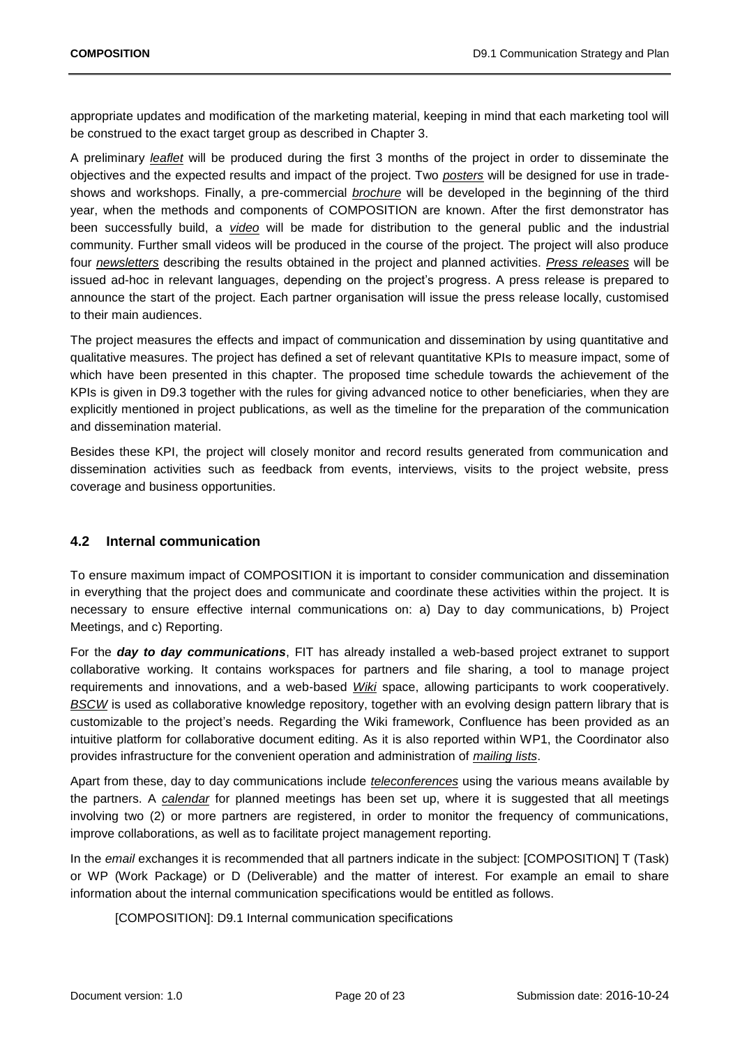appropriate updates and modification of the marketing material, keeping in mind that each marketing tool will be construed to the exact target group as described in Chapter 3.

A preliminary ***leaflet*** will be produced during the first 3 months of the project in order to disseminate the objectives and the expected results and impact of the project. Two ***posters*** will be designed for use in trade-shows and workshops. Finally, a pre-commercial ***brochure*** will be developed in the beginning of the third year, when the methods and components of COMPOSITION are known. After the first demonstrator has been successfully build, a ***video*** will be made for distribution to the general public and the industrial community. Further small videos will be produced in the course of the project. The project will also produce four ***newsletters*** describing the results obtained in the project and planned activities. ***Press releases*** will be issued ad-hoc in relevant languages, depending on the project's progress. A press release is prepared to announce the start of the project. Each partner organisation will issue the press release locally, customised to their main audiences.

The project measures the effects and impact of communication and dissemination by using quantitative and qualitative measures. The project has defined a set of relevant quantitative KPIs to measure impact, some of which have been presented in this chapter. The proposed time schedule towards the achievement of the KPIs is given in D9.3 together with the rules for giving advanced notice to other beneficiaries, when they are explicitly mentioned in project publications, as well as the timeline for the preparation of the communication and dissemination material.

Besides these KPI, the project will closely monitor and record results generated from communication and dissemination activities such as feedback from events, interviews, visits to the project website, press coverage and business opportunities.

## 4.2 Internal communication

To ensure maximum impact of COMPOSITION it is important to consider communication and dissemination in everything that the project does and communicate and coordinate these activities within the project. It is necessary to ensure effective internal communications on: a) Day to day communications, b) Project Meetings, and c) Reporting.

For the ***day to day communications***, FIT has already installed a web-based project extranet to support collaborative working. It contains workspaces for partners and file sharing, a tool to manage project requirements and innovations, and a web-based ***Wiki*** space, allowing participants to work cooperatively. ***BSCW*** is used as collaborative knowledge repository, together with an evolving design pattern library that is customizable to the project's needs. Regarding the Wiki framework, Confluence has been provided as an intuitive platform for collaborative document editing. As it is also reported within WP1, the Coordinator also provides infrastructure for the convenient operation and administration of ***mailing lists***.

Apart from these, day to day communications include ***teleconferences*** using the various means available by the partners. A ***calendar*** for planned meetings has been set up, where it is suggested that all meetings involving two (2) or more partners are registered, in order to monitor the frequency of communications, improve collaborations, as well as to facilitate project management reporting.

In the *email* exchanges it is recommended that all partners indicate in the subject: [COMPOSITION] T (Task) or WP (Work Package) or D (Deliverable) and the matter of interest. For example an email to share information about the internal communication specifications would be entitled as follows.

[COMPOSITION]: D9.1 Internal communication specifications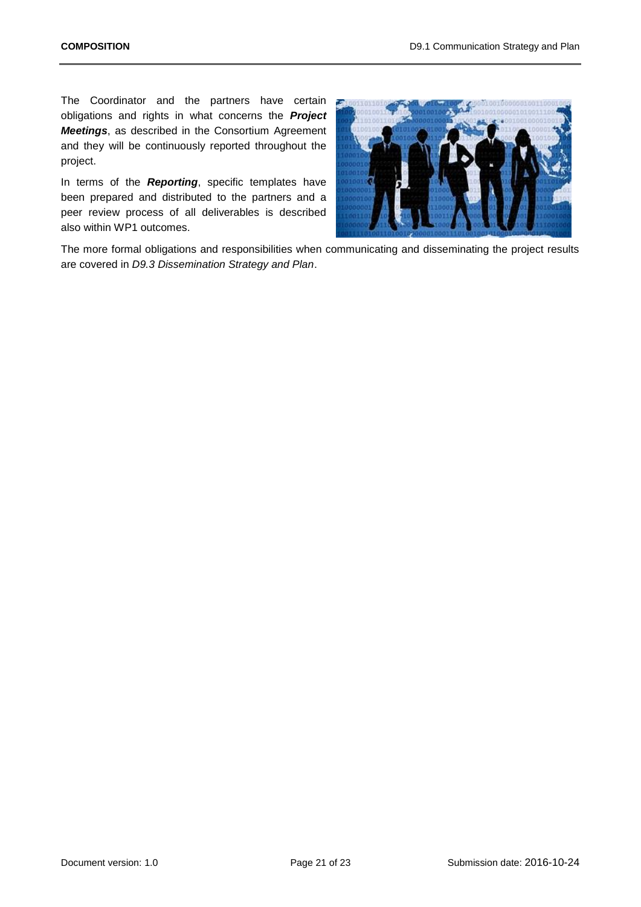The Coordinator and the partners have certain obligations and rights in what concerns the ***Project Meetings***, as described in the Consortium Agreement and they will be continuously reported throughout the project.

In terms of the ***Reporting***, specific templates have been prepared and distributed to the partners and a peer review process of all deliverables is described also within WP1 outcomes.

The more formal obligations and responsibilities when communicating and disseminating the project results are covered in *D9.3 Dissemination Strategy and Plan*.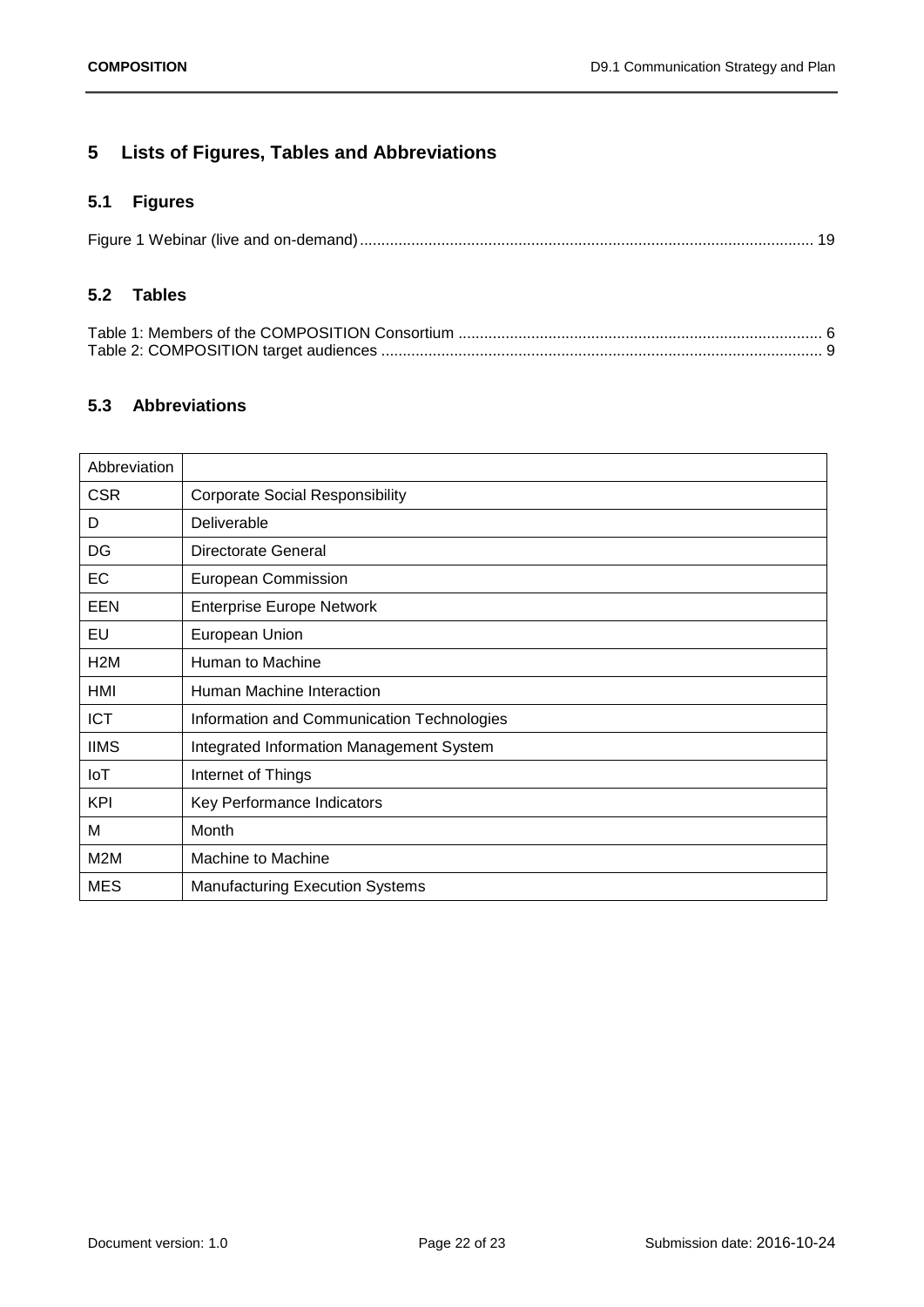# 5 Lists of Figures, Tables and Abbreviations

## 5.1 Figures

Figure 1 Webinar (live and on-demand) ........................................................................................................ 19

## 5.2 Tables

Table 1: Members of the COMPOSITION Consortium .................................................................................... 6
Table 2: COMPOSITION target audiences ..................................................................................................... 9

## 5.3 Abbreviations

| Abbreviation | |
|---|---|
| CSR | Corporate Social Responsibility |
| D | Deliverable |
| DG | Directorate General |
| EC | European Commission |
| EEN | Enterprise Europe Network |
| EU | European Union |
| H2M | Human to Machine |
| HMI | Human Machine Interaction |
| ICT | Information and Communication Technologies |
| IIMS | Integrated Information Management System |
| IoT | Internet of Things |
| KPI | Key Performance Indicators |
| M | Month |
| M2M | Machine to Machine |
| MES | Manufacturing Execution Systems |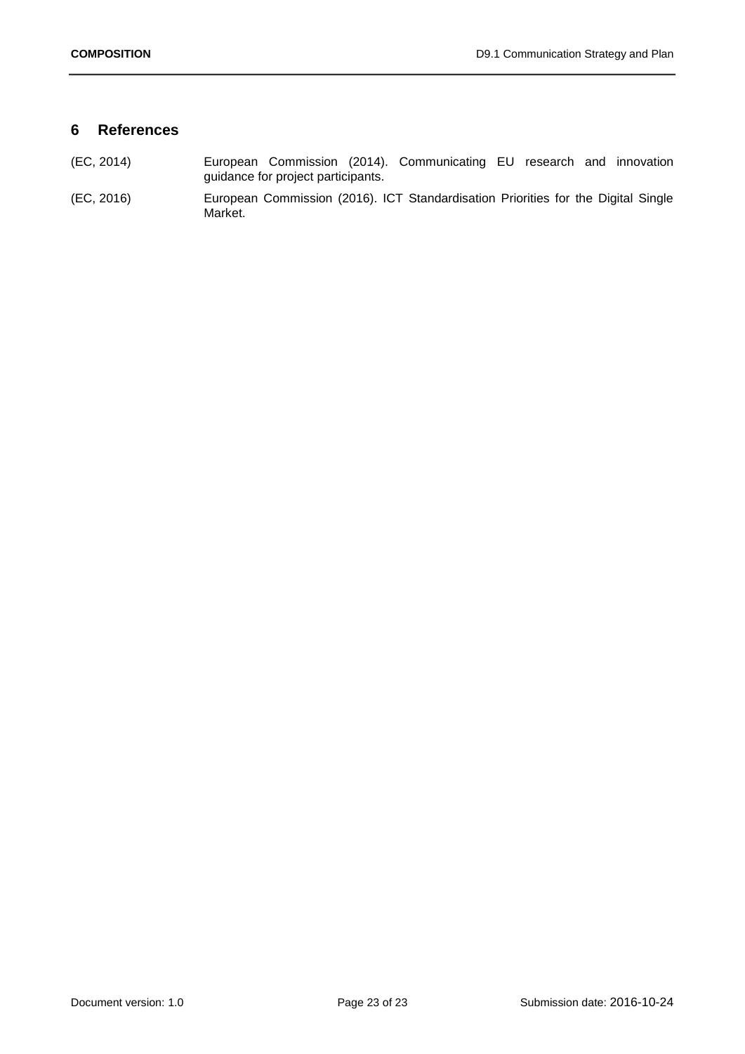# 6 References

(EC, 2014) European Commission (2014). Communicating EU research and innovation guidance for project participants.

(EC, 2016) European Commission (2016). ICT Standardisation Priorities for the Digital Single Market.